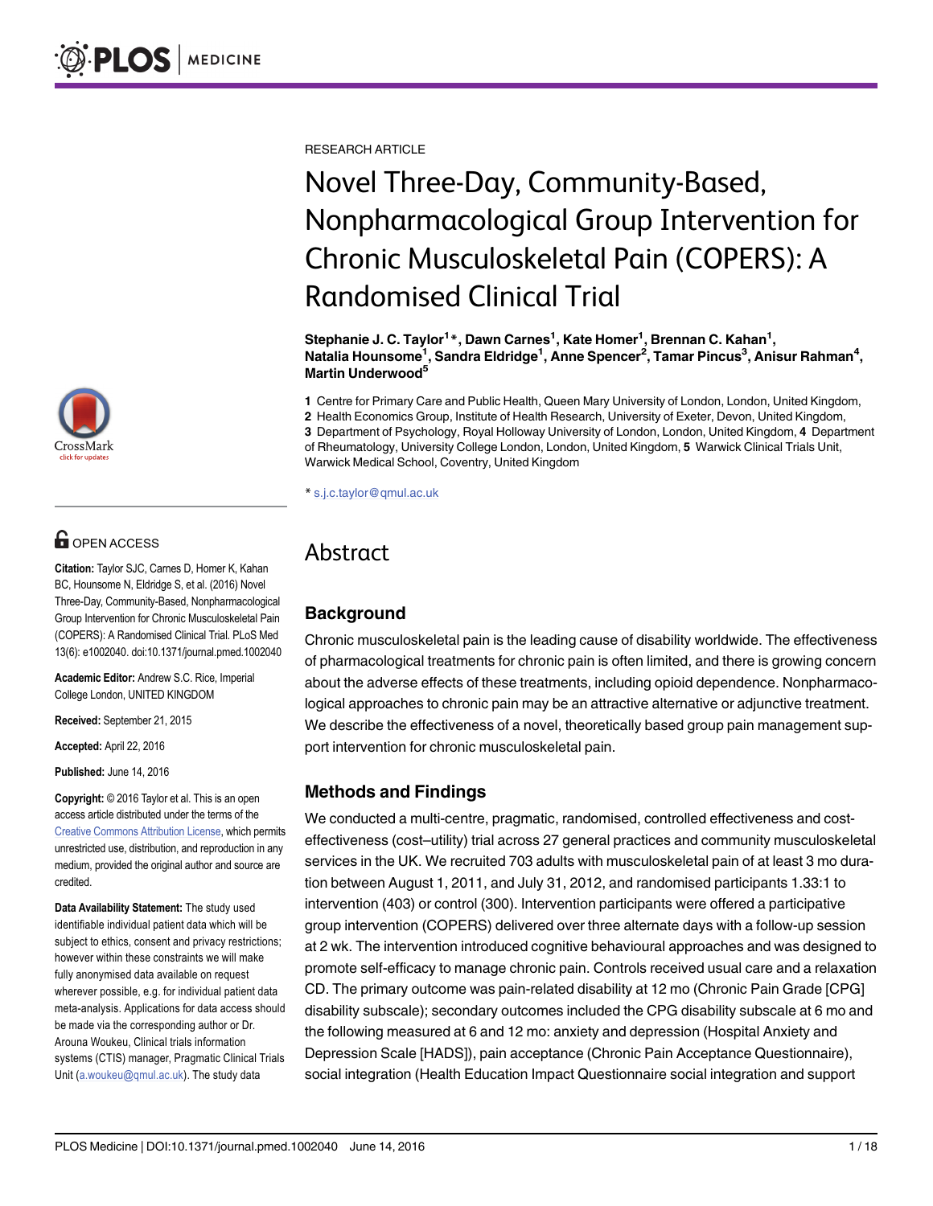RESEARCH ARTICLE

# Novel Three-Day, Community-Based, Nonpharmacological Group Intervention for Chronic Musculoskeletal Pain (COPERS): A Randomised Clinical Trial

**Stephanie J. C. Taylor[1]*, Dawn Carnes[1], Kate Homer[1], Brennan C. Kahan[1], Natalia Hounsome[1], Sandra Eldridge[1], Anne Spencer[2], Tamar Pincus[3], Anisur Rahman[4], Martin Underwood[5]**

**1** Centre for Primary Care and Public Health, Queen Mary University of London, London, United Kingdom, **2** Health Economics Group, Institute of Health Research, University of Exeter, Devon, United Kingdom, **3** Department of Psychology, Royal Holloway University of London, London, United Kingdom, **4** Department of Rheumatology, University College London, London, United Kingdom, **5** Warwick Clinical Trials Unit, Warwick Medical School, Coventry, United Kingdom

* s.j.c.taylor@qmul.ac.uk

OPEN ACCESS

**Citation:** Taylor SJC, Carnes D, Homer K, Kahan BC, Hounsome N, Eldridge S, et al. (2016) Novel Three-Day, Community-Based, Nonpharmacological Group Intervention for Chronic Musculoskeletal Pain (COPERS): A Randomised Clinical Trial. PLoS Med 13(6): e1002040. doi:10.1371/journal.pmed.1002040

**Academic Editor:** Andrew S.C. Rice, Imperial College London, UNITED KINGDOM

**Received:** September 21, 2015

**Accepted:** April 22, 2016

**Published:** June 14, 2016

**Copyright:** © 2016 Taylor et al. This is an open access article distributed under the terms of the Creative Commons Attribution License, which permits unrestricted use, distribution, and reproduction in any medium, provided the original author and source are credited.

**Data Availability Statement:** The study used identifiable individual patient data which will be subject to ethics, consent and privacy restrictions; however within these constraints we will make fully anonymised data available on request wherever possible, e.g. for individual patient data meta-analysis. Applications for data access should be made via the corresponding author or Dr. Arouna Woukeu, Clinical trials information systems (CTIS) manager, Pragmatic Clinical Trials Unit (a.woukeu@qmul.ac.uk). The study data

## Abstract

### Background

Chronic musculoskeletal pain is the leading cause of disability worldwide. The effectiveness of pharmacological treatments for chronic pain is often limited, and there is growing concern about the adverse effects of these treatments, including opioid dependence. Nonpharmacological approaches to chronic pain may be an attractive alternative or adjunctive treatment. We describe the effectiveness of a novel, theoretically based group pain management support intervention for chronic musculoskeletal pain.

### Methods and Findings

We conducted a multi-centre, pragmatic, randomised, controlled effectiveness and cost-effectiveness (cost–utility) trial across 27 general practices and community musculoskeletal services in the UK. We recruited 703 adults with musculoskeletal pain of at least 3 mo duration between August 1, 2011, and July 31, 2012, and randomised participants 1.33:1 to intervention (403) or control (300). Intervention participants were offered a participative group intervention (COPERS) delivered over three alternate days with a follow-up session at 2 wk. The intervention introduced cognitive behavioural approaches and was designed to promote self-efficacy to manage chronic pain. Controls received usual care and a relaxation CD. The primary outcome was pain-related disability at 12 mo (Chronic Pain Grade [CPG] disability subscale); secondary outcomes included the CPG disability subscale at 6 mo and the following measured at 6 and 12 mo: anxiety and depression (Hospital Anxiety and Depression Scale [HADS]), pain acceptance (Chronic Pain Acceptance Questionnaire), social integration (Health Education Impact Questionnaire social integration and support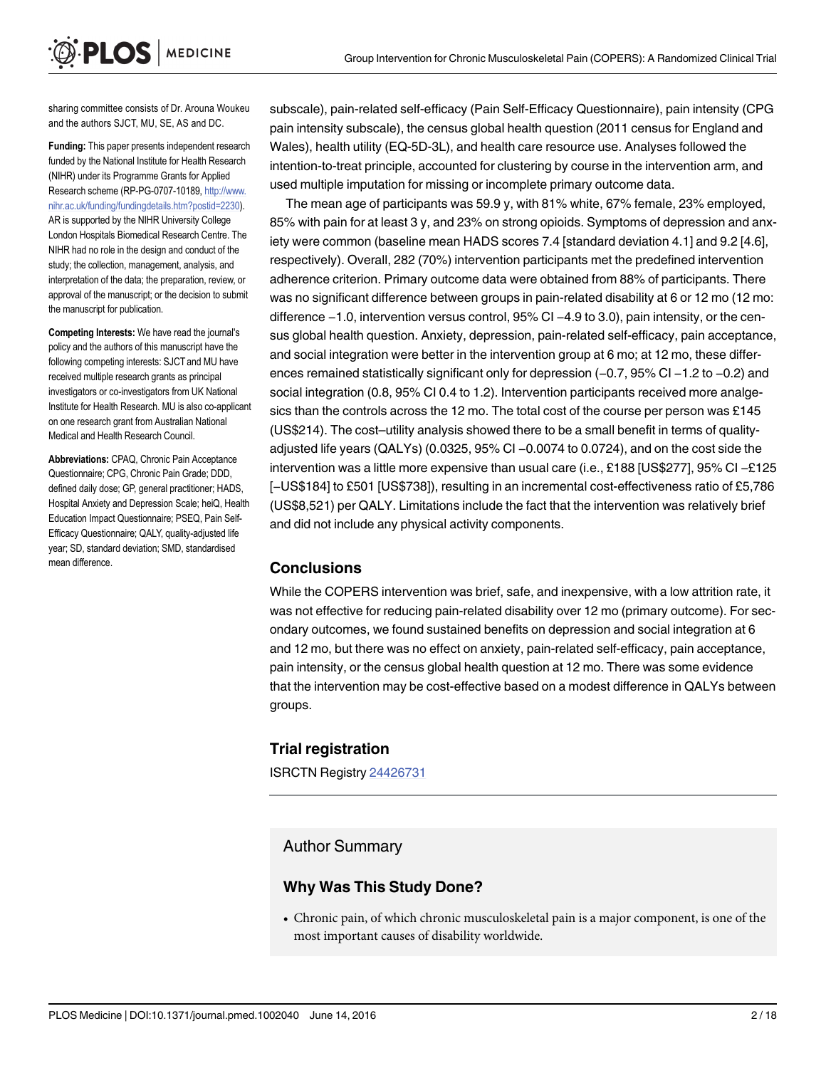sharing committee consists of Dr. Arouna Woukeu and the authors SJCT, MU, SE, AS and DC.

**Funding:** This paper presents independent research funded by the National Institute for Health Research (NIHR) under its Programme Grants for Applied Research scheme (RP-PG-0707-10189, http://www.nihr.ac.uk/funding/fundingdetails.htm?postid=2230). AR is supported by the NIHR University College London Hospitals Biomedical Research Centre. The NIHR had no role in the design and conduct of the study; the collection, management, analysis, and interpretation of the data; the preparation, review, or approval of the manuscript; or the decision to submit the manuscript for publication.

**Competing Interests:** We have read the journal's policy and the authors of this manuscript have the following competing interests: SJCT and MU have received multiple research grants as principal investigators or co-investigators from UK National Institute for Health Research. MU is also co-applicant on one research grant from Australian National Medical and Health Research Council.

**Abbreviations:** CPAQ, Chronic Pain Acceptance Questionnaire; CPG, Chronic Pain Grade; DDD, defined daily dose; GP, general practitioner; HADS, Hospital Anxiety and Depression Scale; heiQ, Health Education Impact Questionnaire; PSEQ, Pain Self-Efficacy Questionnaire; QALY, quality-adjusted life year; SD, standard deviation; SMD, standardised mean difference.

subscale), pain-related self-efficacy (Pain Self-Efficacy Questionnaire), pain intensity (CPG pain intensity subscale), the census global health question (2011 census for England and Wales), health utility (EQ-5D-3L), and health care resource use. Analyses followed the intention-to-treat principle, accounted for clustering by course in the intervention arm, and used multiple imputation for missing or incomplete primary outcome data.

The mean age of participants was 59.9 y, with 81% white, 67% female, 23% employed, 85% with pain for at least 3 y, and 23% on strong opioids. Symptoms of depression and anxiety were common (baseline mean HADS scores 7.4 [standard deviation 4.1] and 9.2 [4.6], respectively). Overall, 282 (70%) intervention participants met the predefined intervention adherence criterion. Primary outcome data were obtained from 88% of participants. There was no significant difference between groups in pain-related disability at 6 or 12 mo (12 mo: difference −1.0, intervention versus control, 95% CI −4.9 to 3.0), pain intensity, or the census global health question. Anxiety, depression, pain-related self-efficacy, pain acceptance, and social integration were better in the intervention group at 6 mo; at 12 mo, these differences remained statistically significant only for depression (−0.7, 95% CI −1.2 to −0.2) and social integration (0.8, 95% CI 0.4 to 1.2). Intervention participants received more analgesics than the controls across the 12 mo. The total cost of the course per person was £145 (US$214). The cost–utility analysis showed there to be a small benefit in terms of quality-adjusted life years (QALYs) (0.0325, 95% CI −0.0074 to 0.0724), and on the cost side the intervention was a little more expensive than usual care (i.e., £188 [US$277], 95% CI −£125 [−US$184] to £501 [US$738]), resulting in an incremental cost-effectiveness ratio of £5,786 (US$8,521) per QALY. Limitations include the fact that the intervention was relatively brief and did not include any physical activity components.

## Conclusions

While the COPERS intervention was brief, safe, and inexpensive, with a low attrition rate, it was not effective for reducing pain-related disability over 12 mo (primary outcome). For secondary outcomes, we found sustained benefits on depression and social integration at 6 and 12 mo, but there was no effect on anxiety, pain-related self-efficacy, pain acceptance, pain intensity, or the census global health question at 12 mo. There was some evidence that the intervention may be cost-effective based on a modest difference in QALYs between groups.

## Trial registration

ISRCTN Registry 24426731

## Author Summary

### Why Was This Study Done?

- Chronic pain, of which chronic musculoskeletal pain is a major component, is one of the most important causes of disability worldwide.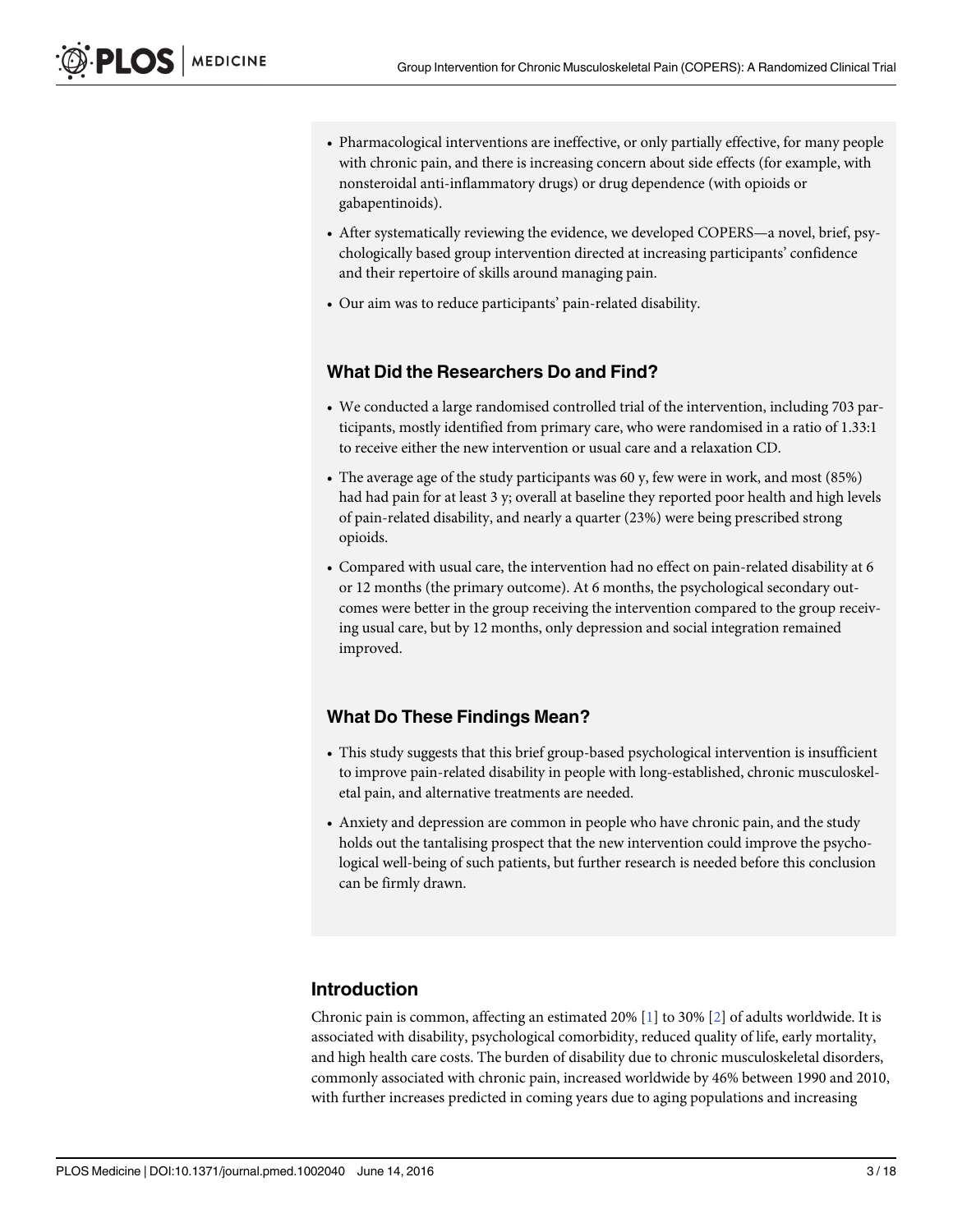- Pharmacological interventions are ineffective, or only partially effective, for many people with chronic pain, and there is increasing concern about side effects (for example, with nonsteroidal anti-inflammatory drugs) or drug dependence (with opioids or gabapentinoids).
- After systematically reviewing the evidence, we developed COPERS—a novel, brief, psychologically based group intervention directed at increasing participants' confidence and their repertoire of skills around managing pain.
- Our aim was to reduce participants' pain-related disability.

### What Did the Researchers Do and Find?

- We conducted a large randomised controlled trial of the intervention, including 703 participants, mostly identified from primary care, who were randomised in a ratio of 1.33:1 to receive either the new intervention or usual care and a relaxation CD.
- The average age of the study participants was 60 y, few were in work, and most (85%) had had pain for at least 3 y; overall at baseline they reported poor health and high levels of pain-related disability, and nearly a quarter (23%) were being prescribed strong opioids.
- Compared with usual care, the intervention had no effect on pain-related disability at 6 or 12 months (the primary outcome). At 6 months, the psychological secondary outcomes were better in the group receiving the intervention compared to the group receiving usual care, but by 12 months, only depression and social integration remained improved.

### What Do These Findings Mean?

- This study suggests that this brief group-based psychological intervention is insufficient to improve pain-related disability in people with long-established, chronic musculoskeletal pain, and alternative treatments are needed.
- Anxiety and depression are common in people who have chronic pain, and the study holds out the tantalising prospect that the new intervention could improve the psychological well-being of such patients, but further research is needed before this conclusion can be firmly drawn.

## Introduction

Chronic pain is common, affecting an estimated 20% [1] to 30% [2] of adults worldwide. It is associated with disability, psychological comorbidity, reduced quality of life, early mortality, and high health care costs. The burden of disability due to chronic musculoskeletal disorders, commonly associated with chronic pain, increased worldwide by 46% between 1990 and 2010, with further increases predicted in coming years due to aging populations and increasing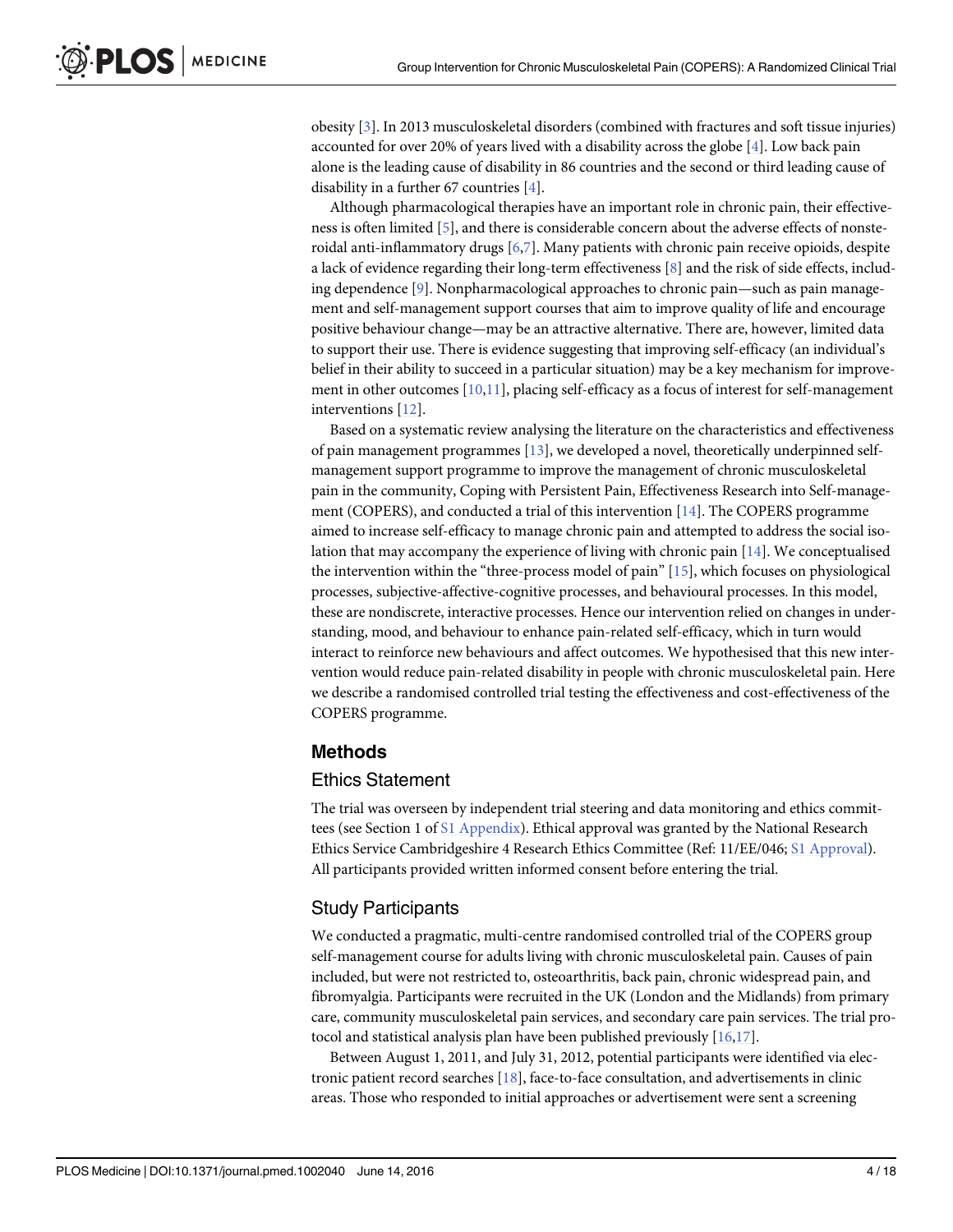obesity [3]. In 2013 musculoskeletal disorders (combined with fractures and soft tissue injuries) accounted for over 20% of years lived with a disability across the globe [4]. Low back pain alone is the leading cause of disability in 86 countries and the second or third leading cause of disability in a further 67 countries [4].

Although pharmacological therapies have an important role in chronic pain, their effectiveness is often limited [5], and there is considerable concern about the adverse effects of nonsteroidal anti-inflammatory drugs [6,7]. Many patients with chronic pain receive opioids, despite a lack of evidence regarding their long-term effectiveness [8] and the risk of side effects, including dependence [9]. Nonpharmacological approaches to chronic pain—such as pain management and self-management support courses that aim to improve quality of life and encourage positive behaviour change—may be an attractive alternative. There are, however, limited data to support their use. There is evidence suggesting that improving self-efficacy (an individual's belief in their ability to succeed in a particular situation) may be a key mechanism for improvement in other outcomes [10,11], placing self-efficacy as a focus of interest for self-management interventions [12].

Based on a systematic review analysing the literature on the characteristics and effectiveness of pain management programmes [13], we developed a novel, theoretically underpinned self-management support programme to improve the management of chronic musculoskeletal pain in the community, Coping with Persistent Pain, Effectiveness Research into Self-management (COPERS), and conducted a trial of this intervention [14]. The COPERS programme aimed to increase self-efficacy to manage chronic pain and attempted to address the social isolation that may accompany the experience of living with chronic pain [14]. We conceptualised the intervention within the "three-process model of pain" [15], which focuses on physiological processes, subjective-affective-cognitive processes, and behavioural processes. In this model, these are nondiscrete, interactive processes. Hence our intervention relied on changes in understanding, mood, and behaviour to enhance pain-related self-efficacy, which in turn would interact to reinforce new behaviours and affect outcomes. We hypothesised that this new intervention would reduce pain-related disability in people with chronic musculoskeletal pain. Here we describe a randomised controlled trial testing the effectiveness and cost-effectiveness of the COPERS programme.

## Methods

### Ethics Statement

The trial was overseen by independent trial steering and data monitoring and ethics committees (see Section 1 of S1 Appendix). Ethical approval was granted by the National Research Ethics Service Cambridgeshire 4 Research Ethics Committee (Ref: 11/EE/046; S1 Approval). All participants provided written informed consent before entering the trial.

### Study Participants

We conducted a pragmatic, multi-centre randomised controlled trial of the COPERS group self-management course for adults living with chronic musculoskeletal pain. Causes of pain included, but were not restricted to, osteoarthritis, back pain, chronic widespread pain, and fibromyalgia. Participants were recruited in the UK (London and the Midlands) from primary care, community musculoskeletal pain services, and secondary care pain services. The trial protocol and statistical analysis plan have been published previously [16,17].

Between August 1, 2011, and July 31, 2012, potential participants were identified via electronic patient record searches [18], face-to-face consultation, and advertisements in clinic areas. Those who responded to initial approaches or advertisement were sent a screening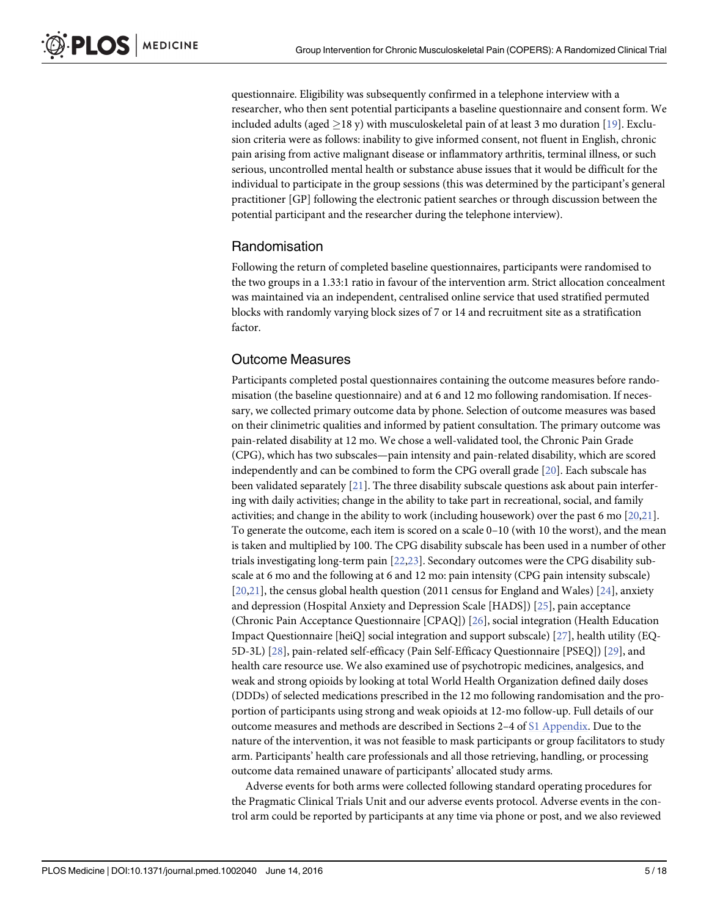questionnaire. Eligibility was subsequently confirmed in a telephone interview with a researcher, who then sent potential participants a baseline questionnaire and consent form. We included adults (aged ≥18 y) with musculoskeletal pain of at least 3 mo duration [19]. Exclusion criteria were as follows: inability to give informed consent, not fluent in English, chronic pain arising from active malignant disease or inflammatory arthritis, terminal illness, or such serious, uncontrolled mental health or substance abuse issues that it would be difficult for the individual to participate in the group sessions (this was determined by the participant's general practitioner [GP] following the electronic patient searches or through discussion between the potential participant and the researcher during the telephone interview).

## Randomisation

Following the return of completed baseline questionnaires, participants were randomised to the two groups in a 1.33:1 ratio in favour of the intervention arm. Strict allocation concealment was maintained via an independent, centralised online service that used stratified permuted blocks with randomly varying block sizes of 7 or 14 and recruitment site as a stratification factor.

## Outcome Measures

Participants completed postal questionnaires containing the outcome measures before randomisation (the baseline questionnaire) and at 6 and 12 mo following randomisation. If necessary, we collected primary outcome data by phone. Selection of outcome measures was based on their clinimetric qualities and informed by patient consultation. The primary outcome was pain-related disability at 12 mo. We chose a well-validated tool, the Chronic Pain Grade (CPG), which has two subscales—pain intensity and pain-related disability, which are scored independently and can be combined to form the CPG overall grade [20]. Each subscale has been validated separately [21]. The three disability subscale questions ask about pain interfering with daily activities; change in the ability to take part in recreational, social, and family activities; and change in the ability to work (including housework) over the past 6 mo [20,21]. To generate the outcome, each item is scored on a scale 0–10 (with 10 the worst), and the mean is taken and multiplied by 100. The CPG disability subscale has been used in a number of other trials investigating long-term pain [22,23]. Secondary outcomes were the CPG disability subscale at 6 mo and the following at 6 and 12 mo: pain intensity (CPG pain intensity subscale) [20,21], the census global health question (2011 census for England and Wales) [24], anxiety and depression (Hospital Anxiety and Depression Scale [HADS]) [25], pain acceptance (Chronic Pain Acceptance Questionnaire [CPAQ]) [26], social integration (Health Education Impact Questionnaire [heiQ] social integration and support subscale) [27], health utility (EQ-5D-3L) [28], pain-related self-efficacy (Pain Self-Efficacy Questionnaire [PSEQ]) [29], and health care resource use. We also examined use of psychotropic medicines, analgesics, and weak and strong opioids by looking at total World Health Organization defined daily doses (DDDs) of selected medications prescribed in the 12 mo following randomisation and the proportion of participants using strong and weak opioids at 12-mo follow-up. Full details of our outcome measures and methods are described in Sections 2–4 of S1 Appendix. Due to the nature of the intervention, it was not feasible to mask participants or group facilitators to study arm. Participants' health care professionals and all those retrieving, handling, or processing outcome data remained unaware of participants' allocated study arms.

Adverse events for both arms were collected following standard operating procedures for the Pragmatic Clinical Trials Unit and our adverse events protocol. Adverse events in the control arm could be reported by participants at any time via phone or post, and we also reviewed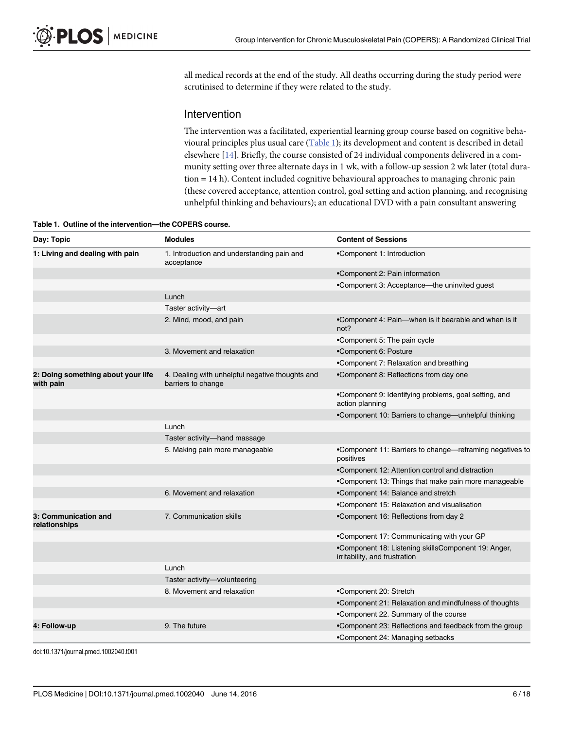all medical records at the end of the study. All deaths occurring during the study period were scrutinised to determine if they were related to the study.

## Intervention

The intervention was a facilitated, experiential learning group course based on cognitive behavioural principles plus usual care (Table 1); its development and content is described in detail elsewhere [14]. Briefly, the course consisted of 24 individual components delivered in a community setting over three alternate days in 1 wk, with a follow-up session 2 wk later (total duration = 14 h). Content included cognitive behavioural approaches to managing chronic pain (these covered acceptance, attention control, goal setting and action planning, and recognising unhelpful thinking and behaviours); an educational DVD with a pain consultant answering

**Table 1. Outline of the intervention—the COPERS course.**

| Day: Topic | Modules | Content of Sessions |
|---|---|---|
| **1: Living and dealing with pain** | 1. Introduction and understanding pain and acceptance | •Component 1: Introduction |
| | | •Component 2: Pain information |
| | | •Component 3: Acceptance—the uninvited guest |
| | Lunch | |
| | Taster activity—art | |
| | 2. Mind, mood, and pain | •Component 4: Pain—when is it bearable and when is it not? |
| | | •Component 5: The pain cycle |
| | 3. Movement and relaxation | •Component 6: Posture |
| | | •Component 7: Relaxation and breathing |
| **2: Doing something about your life with pain** | 4. Dealing with unhelpful negative thoughts and barriers to change | •Component 8: Reflections from day one |
| | | •Component 9: Identifying problems, goal setting, and action planning |
| | | •Component 10: Barriers to change—unhelpful thinking |
| | Lunch | |
| | Taster activity—hand massage | |
| | 5. Making pain more manageable | •Component 11: Barriers to change—reframing negatives to positives |
| | | •Component 12: Attention control and distraction |
| | | •Component 13: Things that make pain more manageable |
| | 6. Movement and relaxation | •Component 14: Balance and stretch |
| | | •Component 15: Relaxation and visualisation |
| **3: Communication and relationships** | 7. Communication skills | •Component 16: Reflections from day 2 |
| | | •Component 17: Communicating with your GP |
| | | •Component 18: Listening skillsComponent 19: Anger, irritability, and frustration |
| | Lunch | |
| | Taster activity—volunteering | |
| | 8. Movement and relaxation | •Component 20: Stretch |
| | | •Component 21: Relaxation and mindfulness of thoughts |
| | | •Component 22. Summary of the course |
| **4: Follow-up** | 9. The future | •Component 23: Reflections and feedback from the group |
| | | •Component 24: Managing setbacks |

doi:10.1371/journal.pmed.1002040.t001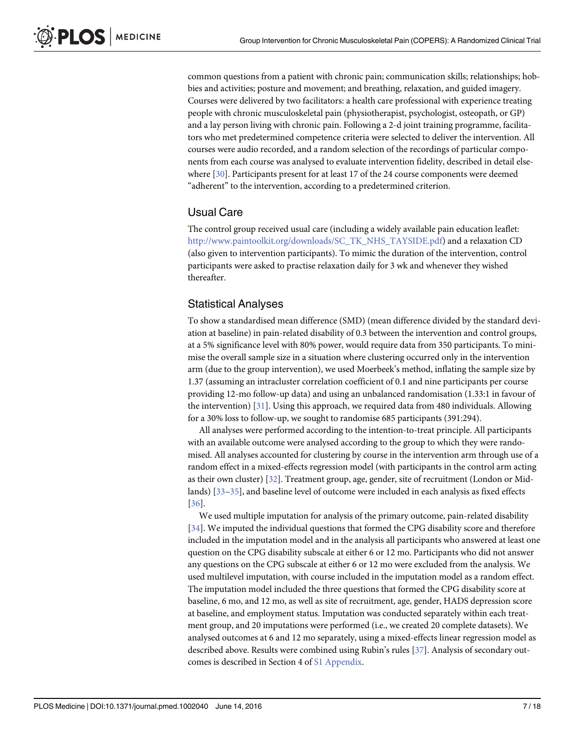common questions from a patient with chronic pain; communication skills; relationships; hobbies and activities; posture and movement; and breathing, relaxation, and guided imagery. Courses were delivered by two facilitators: a health care professional with experience treating people with chronic musculoskeletal pain (physiotherapist, psychologist, osteopath, or GP) and a lay person living with chronic pain. Following a 2-d joint training programme, facilitators who met predetermined competence criteria were selected to deliver the intervention. All courses were audio recorded, and a random selection of the recordings of particular components from each course was analysed to evaluate intervention fidelity, described in detail elsewhere [30]. Participants present for at least 17 of the 24 course components were deemed "adherent" to the intervention, according to a predetermined criterion.

## Usual Care

The control group received usual care (including a widely available pain education leaflet: http://www.paintoolkit.org/downloads/SC_TK_NHS_TAYSIDE.pdf) and a relaxation CD (also given to intervention participants). To mimic the duration of the intervention, control participants were asked to practise relaxation daily for 3 wk and whenever they wished thereafter.

## Statistical Analyses

To show a standardised mean difference (SMD) (mean difference divided by the standard deviation at baseline) in pain-related disability of 0.3 between the intervention and control groups, at a 5% significance level with 80% power, would require data from 350 participants. To minimise the overall sample size in a situation where clustering occurred only in the intervention arm (due to the group intervention), we used Moerbeek's method, inflating the sample size by 1.37 (assuming an intracluster correlation coefficient of 0.1 and nine participants per course providing 12-mo follow-up data) and using an unbalanced randomisation (1.33:1 in favour of the intervention) [31]. Using this approach, we required data from 480 individuals. Allowing for a 30% loss to follow-up, we sought to randomise 685 participants (391:294).

All analyses were performed according to the intention-to-treat principle. All participants with an available outcome were analysed according to the group to which they were randomised. All analyses accounted for clustering by course in the intervention arm through use of a random effect in a mixed-effects regression model (with participants in the control arm acting as their own cluster) [32]. Treatment group, age, gender, site of recruitment (London or Midlands) [33–35], and baseline level of outcome were included in each analysis as fixed effects [36].

We used multiple imputation for analysis of the primary outcome, pain-related disability [34]. We imputed the individual questions that formed the CPG disability score and therefore included in the imputation model and in the analysis all participants who answered at least one question on the CPG disability subscale at either 6 or 12 mo. Participants who did not answer any questions on the CPG subscale at either 6 or 12 mo were excluded from the analysis. We used multilevel imputation, with course included in the imputation model as a random effect. The imputation model included the three questions that formed the CPG disability score at baseline, 6 mo, and 12 mo, as well as site of recruitment, age, gender, HADS depression score at baseline, and employment status. Imputation was conducted separately within each treatment group, and 20 imputations were performed (i.e., we created 20 complete datasets). We analysed outcomes at 6 and 12 mo separately, using a mixed-effects linear regression model as described above. Results were combined using Rubin's rules [37]. Analysis of secondary outcomes is described in Section 4 of S1 Appendix.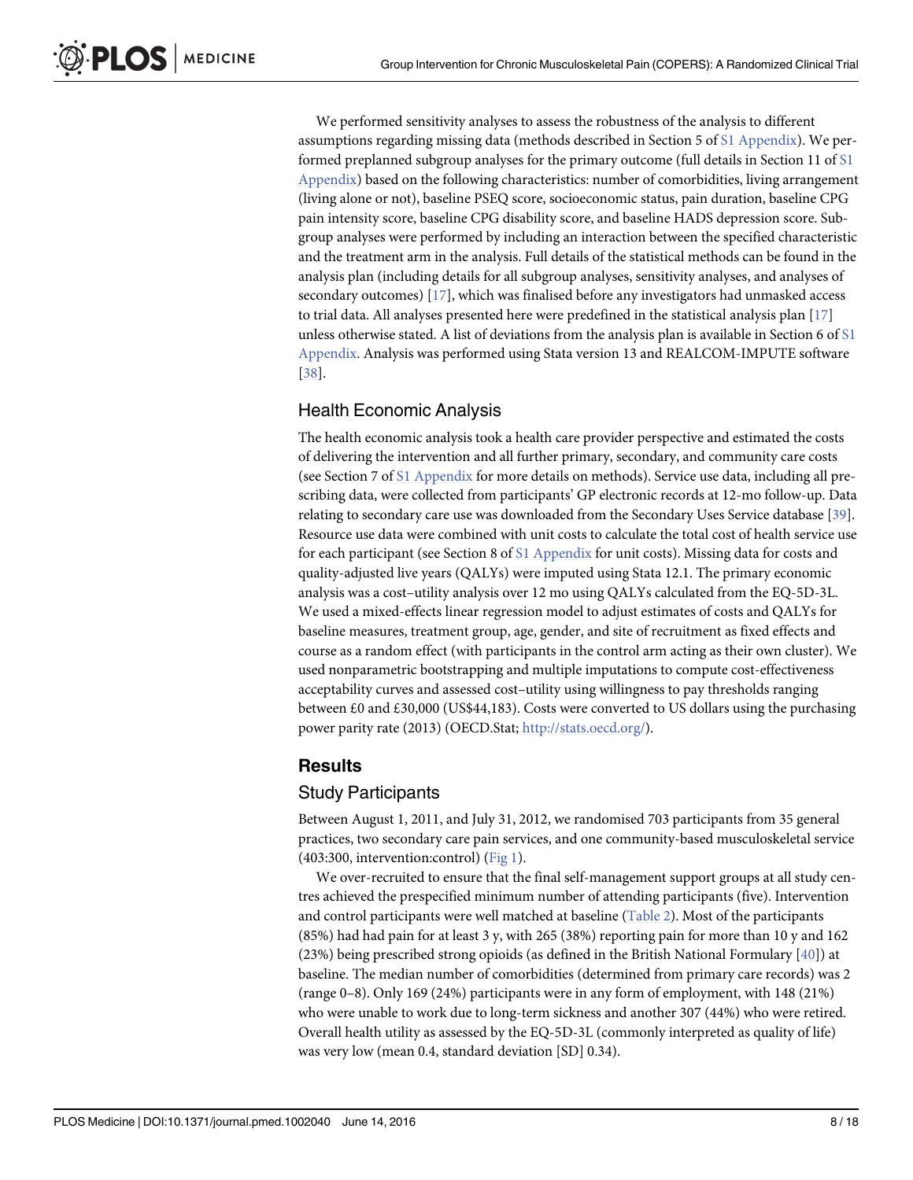We performed sensitivity analyses to assess the robustness of the analysis to different assumptions regarding missing data (methods described in Section 5 of S1 Appendix). We performed preplanned subgroup analyses for the primary outcome (full details in Section 11 of S1 Appendix) based on the following characteristics: number of comorbidities, living arrangement (living alone or not), baseline PSEQ score, socioeconomic status, pain duration, baseline CPG pain intensity score, baseline CPG disability score, and baseline HADS depression score. Subgroup analyses were performed by including an interaction between the specified characteristic and the treatment arm in the analysis. Full details of the statistical methods can be found in the analysis plan (including details for all subgroup analyses, sensitivity analyses, and analyses of secondary outcomes) [17], which was finalised before any investigators had unmasked access to trial data. All analyses presented here were predefined in the statistical analysis plan [17] unless otherwise stated. A list of deviations from the analysis plan is available in Section 6 of S1 Appendix. Analysis was performed using Stata version 13 and REALCOM-IMPUTE software [38].

## Health Economic Analysis

The health economic analysis took a health care provider perspective and estimated the costs of delivering the intervention and all further primary, secondary, and community care costs (see Section 7 of S1 Appendix for more details on methods). Service use data, including all prescribing data, were collected from participants' GP electronic records at 12-mo follow-up. Data relating to secondary care use was downloaded from the Secondary Uses Service database [39]. Resource use data were combined with unit costs to calculate the total cost of health service use for each participant (see Section 8 of S1 Appendix for unit costs). Missing data for costs and quality-adjusted live years (QALYs) were imputed using Stata 12.1. The primary economic analysis was a cost–utility analysis over 12 mo using QALYs calculated from the EQ-5D-3L. We used a mixed-effects linear regression model to adjust estimates of costs and QALYs for baseline measures, treatment group, age, gender, and site of recruitment as fixed effects and course as a random effect (with participants in the control arm acting as their own cluster). We used nonparametric bootstrapping and multiple imputations to compute cost-effectiveness acceptability curves and assessed cost–utility using willingness to pay thresholds ranging between £0 and £30,000 (US$44,183). Costs were converted to US dollars using the purchasing power parity rate (2013) (OECD.Stat; http://stats.oecd.org/).

# Results

## Study Participants

Between August 1, 2011, and July 31, 2012, we randomised 703 participants from 35 general practices, two secondary care pain services, and one community-based musculoskeletal service (403:300, intervention:control) (Fig 1).

We over-recruited to ensure that the final self-management support groups at all study centres achieved the prespecified minimum number of attending participants (five). Intervention and control participants were well matched at baseline (Table 2). Most of the participants (85%) had had pain for at least 3 y, with 265 (38%) reporting pain for more than 10 y and 162 (23%) being prescribed strong opioids (as defined in the British National Formulary [40]) at baseline. The median number of comorbidities (determined from primary care records) was 2 (range 0–8). Only 169 (24%) participants were in any form of employment, with 148 (21%) who were unable to work due to long-term sickness and another 307 (44%) who were retired. Overall health utility as assessed by the EQ-5D-3L (commonly interpreted as quality of life) was very low (mean 0.4, standard deviation [SD] 0.34).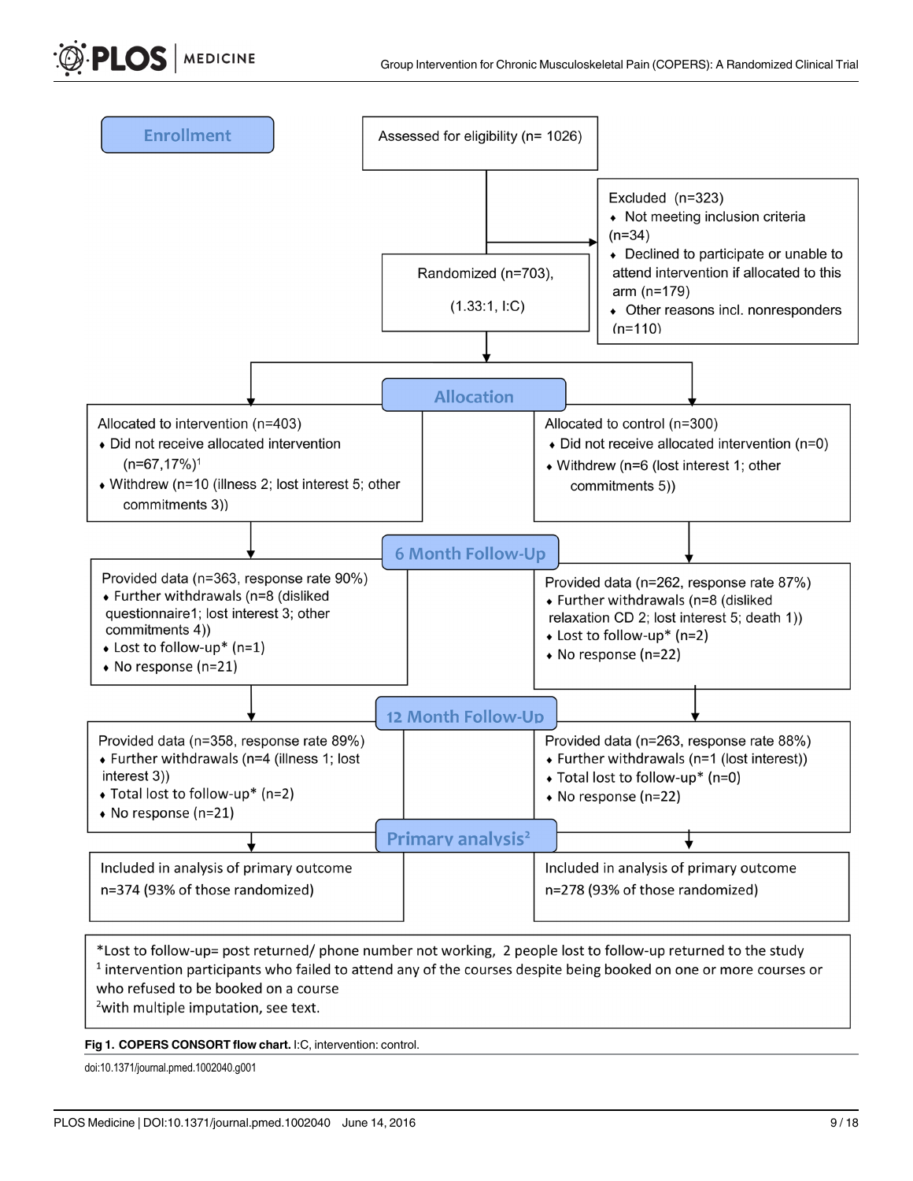Enrollment

Assessed for eligibility (n= 1026)

Excluded (n=323)
- Not meeting inclusion criteria (n=34)
- Declined to participate or unable to attend intervention if allocated to this arm (n=179)
- Other reasons incl. nonresponders (n=110)

Randomized (n=703),

(1.33:1, I:C)

Allocation

Allocated to intervention (n=403)
- Did not receive allocated intervention (n=67,17%)[1]
- Withdrew (n=10 (illness 2; lost interest 5; other commitments 3))

Allocated to control (n=300)
- Did not receive allocated intervention (n=0)
- Withdrew (n=6 (lost interest 1; other commitments 5))

6 Month Follow-Up

Provided data (n=363, response rate 90%)
- Further withdrawals (n=8 (disliked questionnaire1; lost interest 3; other commitments 4))
- Lost to follow-up* (n=1)
- No response (n=21)

Provided data (n=262, response rate 87%)
- Further withdrawals (n=8 (disliked relaxation CD 2; lost interest 5; death 1))
- Lost to follow-up* (n=2)
- No response (n=22)

12 Month Follow-Up

Provided data (n=358, response rate 89%)
- Further withdrawals (n=4 (illness 1; lost interest 3))
- Total lost to follow-up* (n=2)
- No response (n=21)

Provided data (n=263, response rate 88%)
- Further withdrawals (n=1 (lost interest))
- Total lost to follow-up* (n=0)
- No response (n=22)

Primary analysis[2]

Included in analysis of primary outcome n=374 (93% of those randomized)

Included in analysis of primary outcome n=278 (93% of those randomized)

*Lost to follow-up= post returned/ phone number not working, 2 people lost to follow-up returned to the study
[1] intervention participants who failed to attend any of the courses despite being booked on one or more courses or who refused to be booked on a course
[2]with multiple imputation, see text.

**Fig 1. COPERS CONSORT flow chart.** I:C, intervention: control.

doi:10.1371/journal.pmed.1002040.g001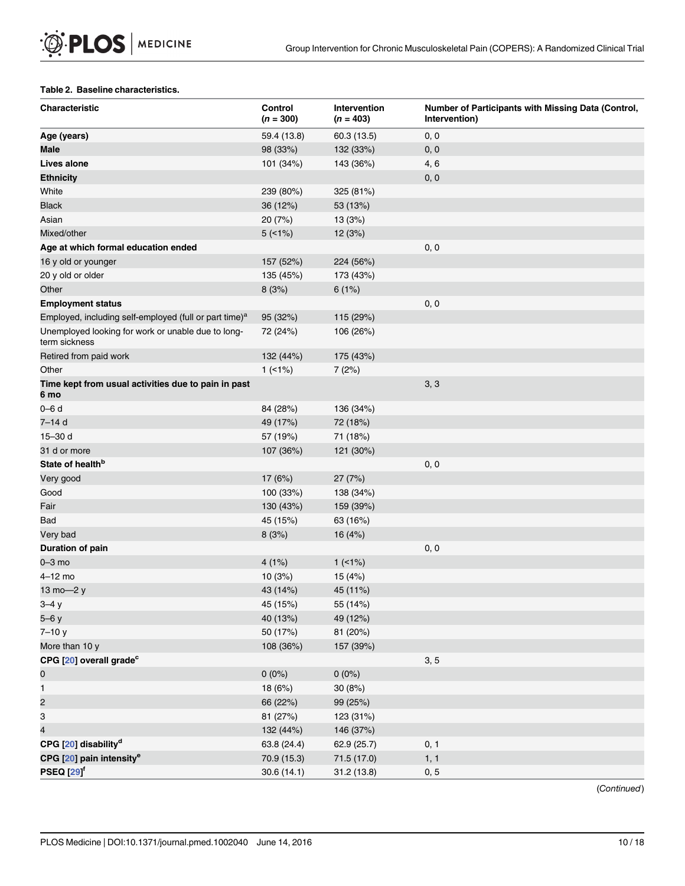**Table 2. Baseline characteristics.**

| Characteristic | Control (*n* = 300) | Intervention (*n* = 403) | Number of Participants with Missing Data (Control, Intervention) |
|---|---|---|---|
| **Age (years)** | 59.4 (13.8) | 60.3 (13.5) | 0, 0 |
| **Male** | 98 (33%) | 132 (33%) | 0, 0 |
| **Lives alone** | 101 (34%) | 143 (36%) | 4, 6 |
| **Ethnicity** | | | 0, 0 |
| White | 239 (80%) | 325 (81%) | |
| Black | 36 (12%) | 53 (13%) | |
| Asian | 20 (7%) | 13 (3%) | |
| Mixed/other | 5 (<1%) | 12 (3%) | |
| **Age at which formal education ended** | | | 0, 0 |
| 16 y old or younger | 157 (52%) | 224 (56%) | |
| 20 y old or older | 135 (45%) | 173 (43%) | |
| Other | 8 (3%) | 6 (1%) | |
| **Employment status** | | | 0, 0 |
| Employed, including self-employed (full or part time)[a] | 95 (32%) | 115 (29%) | |
| Unemployed looking for work or unable due to long-term sickness | 72 (24%) | 106 (26%) | |
| Retired from paid work | 132 (44%) | 175 (43%) | |
| Other | 1 (<1%) | 7 (2%) | |
| **Time kept from usual activities due to pain in past 6 mo** | | | 3, 3 |
| 0–6 d | 84 (28%) | 136 (34%) | |
| 7–14 d | 49 (17%) | 72 (18%) | |
| 15–30 d | 57 (19%) | 71 (18%) | |
| 31 d or more | 107 (36%) | 121 (30%) | |
| **State of health**[b] | | | 0, 0 |
| Very good | 17 (6%) | 27 (7%) | |
| Good | 100 (33%) | 138 (34%) | |
| Fair | 130 (43%) | 159 (39%) | |
| Bad | 45 (15%) | 63 (16%) | |
| Very bad | 8 (3%) | 16 (4%) | |
| **Duration of pain** | | | 0, 0 |
| 0–3 mo | 4 (1%) | 1 (<1%) | |
| 4–12 mo | 10 (3%) | 15 (4%) | |
| 13 mo—2 y | 43 (14%) | 45 (11%) | |
| 3–4 y | 45 (15%) | 55 (14%) | |
| 5–6 y | 40 (13%) | 49 (12%) | |
| 7–10 y | 50 (17%) | 81 (20%) | |
| More than 10 y | 108 (36%) | 157 (39%) | |
| **CPG [20] overall grade**[c] | | | 3, 5 |
| 0 | 0 (0%) | 0 (0%) | |
| 1 | 18 (6%) | 30 (8%) | |
| 2 | 66 (22%) | 99 (25%) | |
| 3 | 81 (27%) | 123 (31%) | |
| 4 | 132 (44%) | 146 (37%) | |
| **CPG [20] disability**[d] | 63.8 (24.4) | 62.9 (25.7) | 0, 1 |
| **CPG [20] pain intensity**[e] | 70.9 (15.3) | 71.5 (17.0) | 1, 1 |
| **PSEQ [29]**[f] | 30.6 (14.1) | 31.2 (13.8) | 0, 5 |

(*Continued*)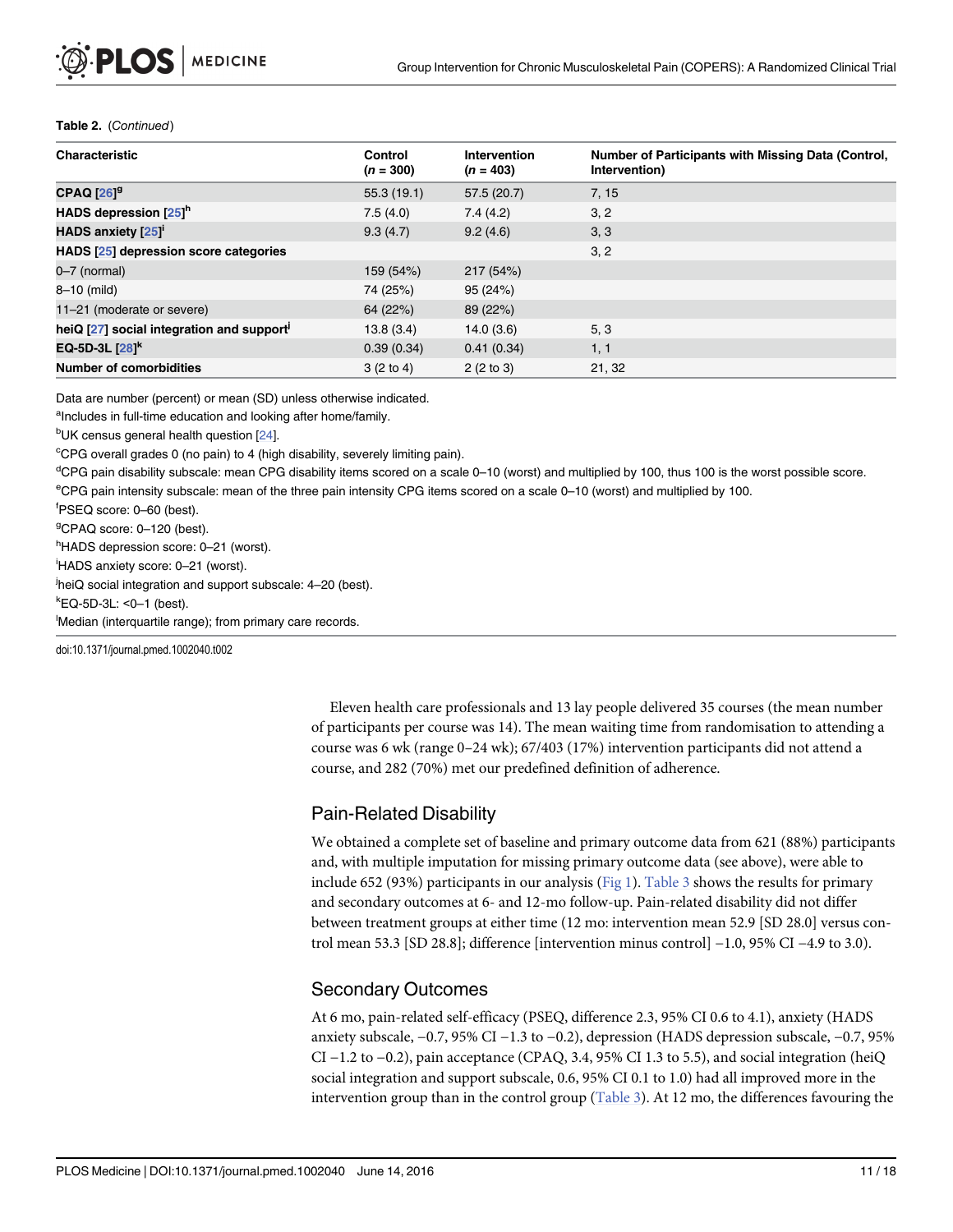**Table 2.** (*Continued*)

| Characteristic | Control (*n* = 300) | Intervention (*n* = 403) | Number of Participants with Missing Data (Control, Intervention) |
|---|---|---|---|
| **CPAQ [26][g]** | 55.3 (19.1) | 57.5 (20.7) | 7, 15 |
| **HADS depression [25][h]** | 7.5 (4.0) | 7.4 (4.2) | 3, 2 |
| **HADS anxiety [25][i]** | 9.3 (4.7) | 9.2 (4.6) | 3, 3 |
| **HADS [25] depression score categories** | | | 3, 2 |
| 0–7 (normal) | 159 (54%) | 217 (54%) | |
| 8–10 (mild) | 74 (25%) | 95 (24%) | |
| 11–21 (moderate or severe) | 64 (22%) | 89 (22%) | |
| **heiQ [27] social integration and support[j]** | 13.8 (3.4) | 14.0 (3.6) | 5, 3 |
| **EQ-5D-3L [28][k]** | 0.39 (0.34) | 0.41 (0.34) | 1, 1 |
| **Number of comorbidities** | 3 (2 to 4) | 2 (2 to 3) | 21, 32 |

Data are number (percent) or mean (SD) unless otherwise indicated.

[a]Includes in full-time education and looking after home/family.

[b]UK census general health question [24].

[c]CPG overall grades 0 (no pain) to 4 (high disability, severely limiting pain).

[d]CPG pain disability subscale: mean CPG disability items scored on a scale 0–10 (worst) and multiplied by 100, thus 100 is the worst possible score.

[e]CPG pain intensity subscale: mean of the three pain intensity CPG items scored on a scale 0–10 (worst) and multiplied by 100.

[f]PSEQ score: 0–60 (best).

[g]CPAQ score: 0–120 (best).

[h]HADS depression score: 0–21 (worst).

[i]HADS anxiety score: 0–21 (worst).

[j]heiQ social integration and support subscale: 4–20 (best).

[k]EQ-5D-3L: <0–1 (best).

[l]Median (interquartile range); from primary care records.

doi:10.1371/journal.pmed.1002040.t002

Eleven health care professionals and 13 lay people delivered 35 courses (the mean number of participants per course was 14). The mean waiting time from randomisation to attending a course was 6 wk (range 0–24 wk); 67/403 (17%) intervention participants did not attend a course, and 282 (70%) met our predefined definition of adherence.

## Pain-Related Disability

We obtained a complete set of baseline and primary outcome data from 621 (88%) participants and, with multiple imputation for missing primary outcome data (see above), were able to include 652 (93%) participants in our analysis (Fig 1). Table 3 shows the results for primary and secondary outcomes at 6- and 12-mo follow-up. Pain-related disability did not differ between treatment groups at either time (12 mo: intervention mean 52.9 [SD 28.0] versus control mean 53.3 [SD 28.8]; difference [intervention minus control] −1.0, 95% CI −4.9 to 3.0).

## Secondary Outcomes

At 6 mo, pain-related self-efficacy (PSEQ, difference 2.3, 95% CI 0.6 to 4.1), anxiety (HADS anxiety subscale, −0.7, 95% CI −1.3 to −0.2), depression (HADS depression subscale, −0.7, 95% CI −1.2 to −0.2), pain acceptance (CPAQ, 3.4, 95% CI 1.3 to 5.5), and social integration (heiQ social integration and support subscale, 0.6, 95% CI 0.1 to 1.0) had all improved more in the intervention group than in the control group (Table 3). At 12 mo, the differences favouring the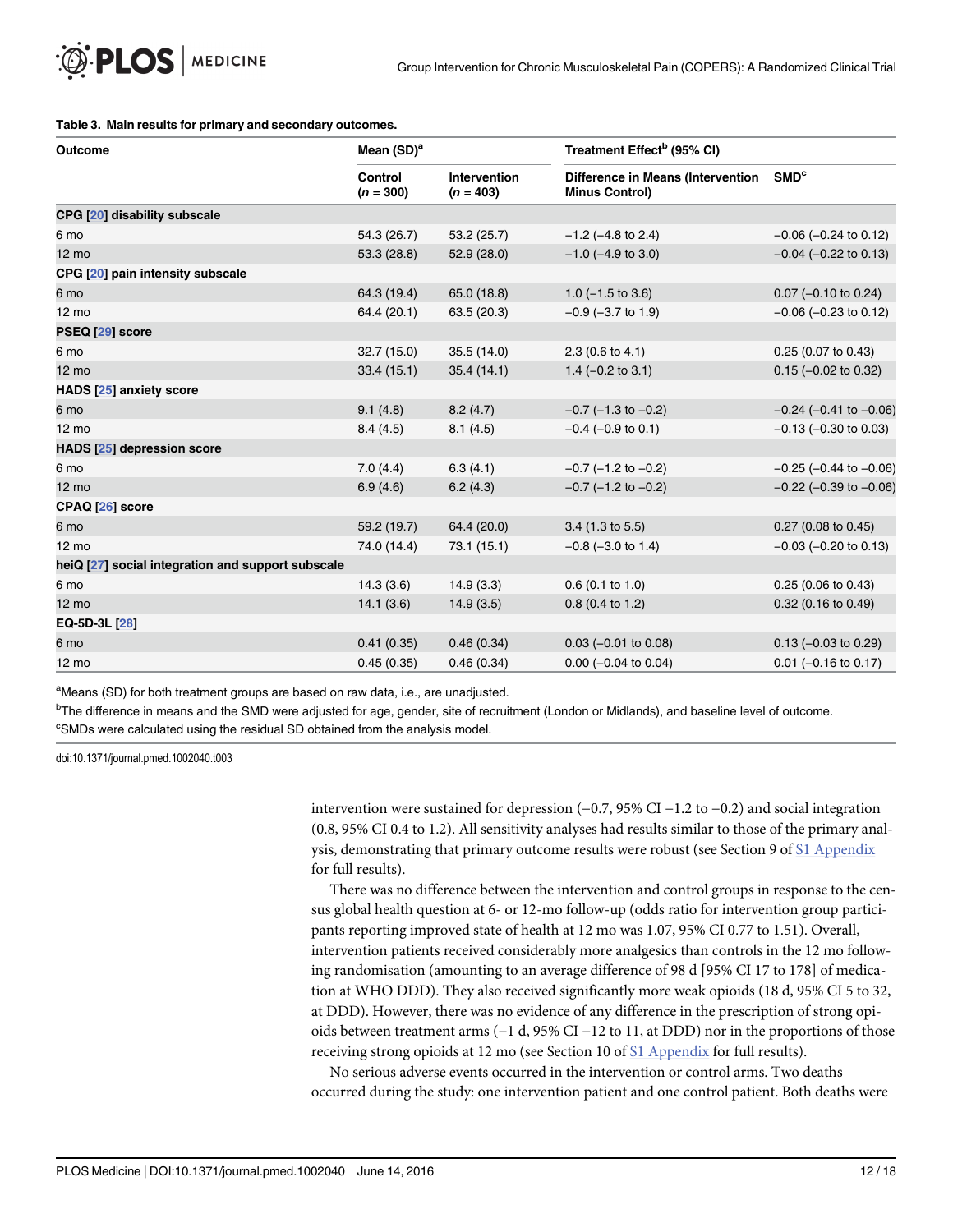**Table 3. Main results for primary and secondary outcomes.**

| Outcome | Mean (SD)[a] | | Treatment Effect[b] (95% CI) | |
|---|---|---|---|---|
| | Control (*n* = 300) | Intervention (*n* = 403) | Difference in Means (Intervention Minus Control) | SMD[c] |
| **CPG [20] disability subscale** | | | | |
| 6 mo | 54.3 (26.7) | 53.2 (25.7) | −1.2 (−4.8 to 2.4) | −0.06 (−0.24 to 0.12) |
| 12 mo | 53.3 (28.8) | 52.9 (28.0) | −1.0 (−4.9 to 3.0) | −0.04 (−0.22 to 0.13) |
| **CPG [20] pain intensity subscale** | | | | |
| 6 mo | 64.3 (19.4) | 65.0 (18.8) | 1.0 (−1.5 to 3.6) | 0.07 (−0.10 to 0.24) |
| 12 mo | 64.4 (20.1) | 63.5 (20.3) | −0.9 (−3.7 to 1.9) | −0.06 (−0.23 to 0.12) |
| **PSEQ [29] score** | | | | |
| 6 mo | 32.7 (15.0) | 35.5 (14.0) | 2.3 (0.6 to 4.1) | 0.25 (0.07 to 0.43) |
| 12 mo | 33.4 (15.1) | 35.4 (14.1) | 1.4 (−0.2 to 3.1) | 0.15 (−0.02 to 0.32) |
| **HADS [25] anxiety score** | | | | |
| 6 mo | 9.1 (4.8) | 8.2 (4.7) | −0.7 (−1.3 to −0.2) | −0.24 (−0.41 to −0.06) |
| 12 mo | 8.4 (4.5) | 8.1 (4.5) | −0.4 (−0.9 to 0.1) | −0.13 (−0.30 to 0.03) |
| **HADS [25] depression score** | | | | |
| 6 mo | 7.0 (4.4) | 6.3 (4.1) | −0.7 (−1.2 to −0.2) | −0.25 (−0.44 to −0.06) |
| 12 mo | 6.9 (4.6) | 6.2 (4.3) | −0.7 (−1.2 to −0.2) | −0.22 (−0.39 to −0.06) |
| **CPAQ [26] score** | | | | |
| 6 mo | 59.2 (19.7) | 64.4 (20.0) | 3.4 (1.3 to 5.5) | 0.27 (0.08 to 0.45) |
| 12 mo | 74.0 (14.4) | 73.1 (15.1) | −0.8 (−3.0 to 1.4) | −0.03 (−0.20 to 0.13) |
| **heiQ [27] social integration and support subscale** | | | | |
| 6 mo | 14.3 (3.6) | 14.9 (3.3) | 0.6 (0.1 to 1.0) | 0.25 (0.06 to 0.43) |
| 12 mo | 14.1 (3.6) | 14.9 (3.5) | 0.8 (0.4 to 1.2) | 0.32 (0.16 to 0.49) |
| **EQ-5D-3L [28]** | | | | |
| 6 mo | 0.41 (0.35) | 0.46 (0.34) | 0.03 (−0.01 to 0.08) | 0.13 (−0.03 to 0.29) |
| 12 mo | 0.45 (0.35) | 0.46 (0.34) | 0.00 (−0.04 to 0.04) | 0.01 (−0.16 to 0.17) |

[a]Means (SD) for both treatment groups are based on raw data, i.e., are unadjusted.

[b]The difference in means and the SMD were adjusted for age, gender, site of recruitment (London or Midlands), and baseline level of outcome.

[c]SMDs were calculated using the residual SD obtained from the analysis model.

doi:10.1371/journal.pmed.1002040.t003

intervention were sustained for depression (−0.7, 95% CI −1.2 to −0.2) and social integration (0.8, 95% CI 0.4 to 1.2). All sensitivity analyses had results similar to those of the primary analysis, demonstrating that primary outcome results were robust (see Section 9 of S1 Appendix for full results).

There was no difference between the intervention and control groups in response to the census global health question at 6- or 12-mo follow-up (odds ratio for intervention group participants reporting improved state of health at 12 mo was 1.07, 95% CI 0.77 to 1.51). Overall, intervention patients received considerably more analgesics than controls in the 12 mo following randomisation (amounting to an average difference of 98 d [95% CI 17 to 178] of medication at WHO DDD). They also received significantly more weak opioids (18 d, 95% CI 5 to 32, at DDD). However, there was no evidence of any difference in the prescription of strong opioids between treatment arms (−1 d, 95% CI −12 to 11, at DDD) nor in the proportions of those receiving strong opioids at 12 mo (see Section 10 of S1 Appendix for full results).

No serious adverse events occurred in the intervention or control arms. Two deaths occurred during the study: one intervention patient and one control patient. Both deaths were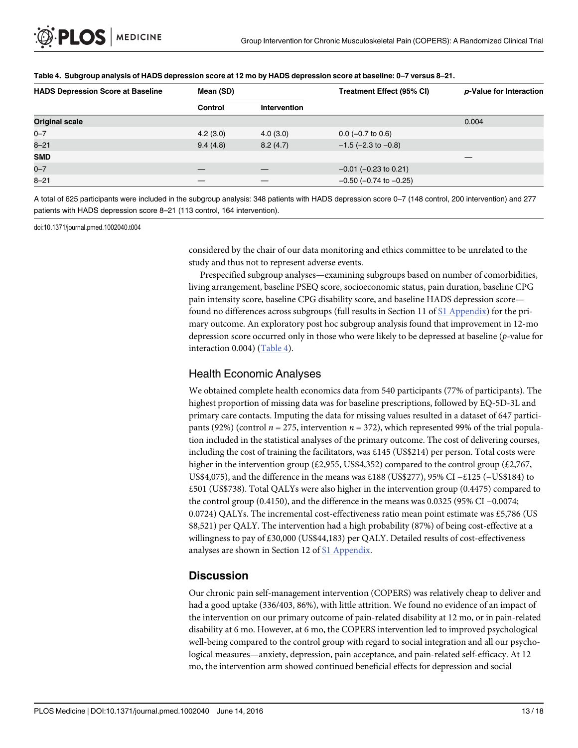**Table 4. Subgroup analysis of HADS depression score at 12 mo by HADS depression score at baseline: 0–7 versus 8–21.**

| HADS Depression Score at Baseline | Mean (SD) | | Treatment Effect (95% CI) | *p*-Value for Interaction |
|---|---|---|---|---|
| | Control | Intervention | | |
| **Original scale** | | | | 0.004 |
| 0–7 | 4.2 (3.0) | 4.0 (3.0) | 0.0 (−0.7 to 0.6) | |
| 8–21 | 9.4 (4.8) | 8.2 (4.7) | −1.5 (−2.3 to −0.8) | |
| **SMD** | | | | — |
| 0–7 | — | — | −0.01 (−0.23 to 0.21) | |
| 8–21 | — | — | −0.50 (−0.74 to −0.25) | |

A total of 625 participants were included in the subgroup analysis: 348 patients with HADS depression score 0–7 (148 control, 200 intervention) and 277 patients with HADS depression score 8–21 (113 control, 164 intervention).

doi:10.1371/journal.pmed.1002040.t004

considered by the chair of our data monitoring and ethics committee to be unrelated to the study and thus not to represent adverse events.

Prespecified subgroup analyses—examining subgroups based on number of comorbidities, living arrangement, baseline PSEQ score, socioeconomic status, pain duration, baseline CPG pain intensity score, baseline CPG disability score, and baseline HADS depression score—found no differences across subgroups (full results in Section 11 of S1 Appendix) for the primary outcome. An exploratory post hoc subgroup analysis found that improvement in 12-mo depression score occurred only in those who were likely to be depressed at baseline (*p*-value for interaction 0.004) (Table 4).

## Health Economic Analyses

We obtained complete health economics data from 540 participants (77% of participants). The highest proportion of missing data was for baseline prescriptions, followed by EQ-5D-3L and primary care contacts. Imputing the data for missing values resulted in a dataset of 647 participants (92%) (control $n = 275$, intervention $n = 372$), which represented 99% of the trial population included in the statistical analyses of the primary outcome. The cost of delivering courses, including the cost of training the facilitators, was £145 (US$214) per person. Total costs were higher in the intervention group (£2,955, US$4,352) compared to the control group (£2,767, US$4,075), and the difference in the means was £188 (US$277), 95% CI −£125 (−US$184) to £501 (US$738). Total QALYs were also higher in the intervention group (0.4475) compared to the control group (0.4150), and the difference in the means was 0.0325 (95% CI −0.0074; 0.0724) QALYs. The incremental cost-effectiveness ratio mean point estimate was £5,786 (US $8,521) per QALY. The intervention had a high probability (87%) of being cost-effective at a willingness to pay of £30,000 (US$44,183) per QALY. Detailed results of cost-effectiveness analyses are shown in Section 12 of S1 Appendix.

# Discussion

Our chronic pain self-management intervention (COPERS) was relatively cheap to deliver and had a good uptake (336/403, 86%), with little attrition. We found no evidence of an impact of the intervention on our primary outcome of pain-related disability at 12 mo, or in pain-related disability at 6 mo. However, at 6 mo, the COPERS intervention led to improved psychological well-being compared to the control group with regard to social integration and all our psychological measures—anxiety, depression, pain acceptance, and pain-related self-efficacy. At 12 mo, the intervention arm showed continued beneficial effects for depression and social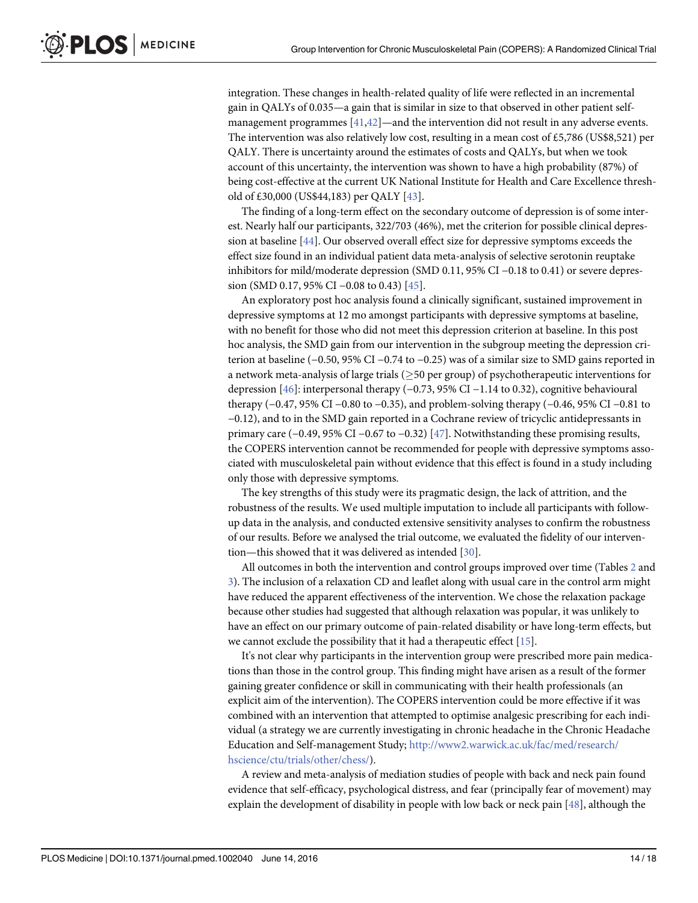integration. These changes in health-related quality of life were reflected in an incremental gain in QALYs of 0.035—a gain that is similar in size to that observed in other patient self-management programmes [41,42]—and the intervention did not result in any adverse events. The intervention was also relatively low cost, resulting in a mean cost of £5,786 (US$8,521) per QALY. There is uncertainty around the estimates of costs and QALYs, but when we took account of this uncertainty, the intervention was shown to have a high probability (87%) of being cost-effective at the current UK National Institute for Health and Care Excellence threshold of £30,000 (US$44,183) per QALY [43].

The finding of a long-term effect on the secondary outcome of depression is of some interest. Nearly half our participants, 322/703 (46%), met the criterion for possible clinical depression at baseline [44]. Our observed overall effect size for depressive symptoms exceeds the effect size found in an individual patient data meta-analysis of selective serotonin reuptake inhibitors for mild/moderate depression (SMD 0.11, 95% CI −0.18 to 0.41) or severe depression (SMD 0.17, 95% CI −0.08 to 0.43) [45].

An exploratory post hoc analysis found a clinically significant, sustained improvement in depressive symptoms at 12 mo amongst participants with depressive symptoms at baseline, with no benefit for those who did not meet this depression criterion at baseline. In this post hoc analysis, the SMD gain from our intervention in the subgroup meeting the depression criterion at baseline (−0.50, 95% CI −0.74 to −0.25) was of a similar size to SMD gains reported in a network meta-analysis of large trials (≥50 per group) of psychotherapeutic interventions for depression [46]: interpersonal therapy (−0.73, 95% CI −1.14 to 0.32), cognitive behavioural therapy (−0.47, 95% CI −0.80 to −0.35), and problem-solving therapy (−0.46, 95% CI −0.81 to −0.12), and to in the SMD gain reported in a Cochrane review of tricyclic antidepressants in primary care (−0.49, 95% CI −0.67 to −0.32) [47]. Notwithstanding these promising results, the COPERS intervention cannot be recommended for people with depressive symptoms associated with musculoskeletal pain without evidence that this effect is found in a study including only those with depressive symptoms.

The key strengths of this study were its pragmatic design, the lack of attrition, and the robustness of the results. We used multiple imputation to include all participants with follow-up data in the analysis, and conducted extensive sensitivity analyses to confirm the robustness of our results. Before we analysed the trial outcome, we evaluated the fidelity of our intervention—this showed that it was delivered as intended [30].

All outcomes in both the intervention and control groups improved over time (Tables 2 and 3). The inclusion of a relaxation CD and leaflet along with usual care in the control arm might have reduced the apparent effectiveness of the intervention. We chose the relaxation package because other studies had suggested that although relaxation was popular, it was unlikely to have an effect on our primary outcome of pain-related disability or have long-term effects, but we cannot exclude the possibility that it had a therapeutic effect [15].

It's not clear why participants in the intervention group were prescribed more pain medications than those in the control group. This finding might have arisen as a result of the former gaining greater confidence or skill in communicating with their health professionals (an explicit aim of the intervention). The COPERS intervention could be more effective if it was combined with an intervention that attempted to optimise analgesic prescribing for each individual (a strategy we are currently investigating in chronic headache in the Chronic Headache Education and Self-management Study; http://www2.warwick.ac.uk/fac/med/research/hscience/ctu/trials/other/chess/).

A review and meta-analysis of mediation studies of people with back and neck pain found evidence that self-efficacy, psychological distress, and fear (principally fear of movement) may explain the development of disability in people with low back or neck pain [48], although the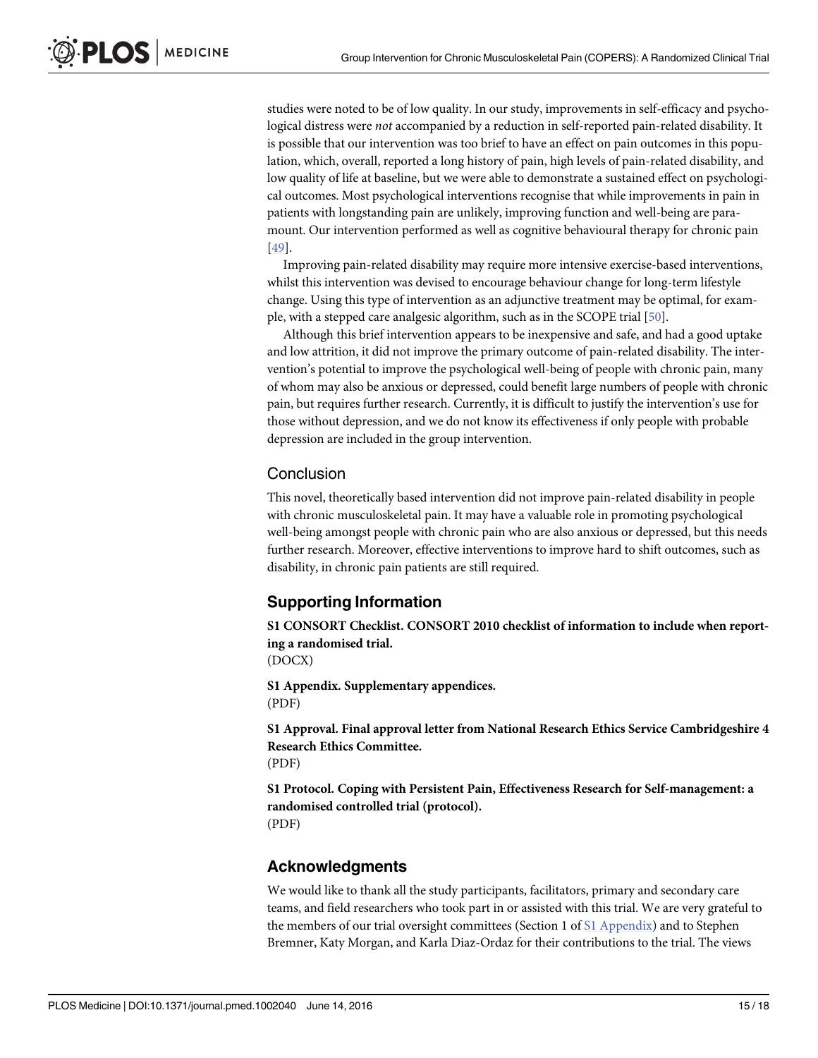studies were noted to be of low quality. In our study, improvements in self-efficacy and psychological distress were *not* accompanied by a reduction in self-reported pain-related disability. It is possible that our intervention was too brief to have an effect on pain outcomes in this population, which, overall, reported a long history of pain, high levels of pain-related disability, and low quality of life at baseline, but we were able to demonstrate a sustained effect on psychological outcomes. Most psychological interventions recognise that while improvements in pain in patients with longstanding pain are unlikely, improving function and well-being are paramount. Our intervention performed as well as cognitive behavioural therapy for chronic pain [49].

Improving pain-related disability may require more intensive exercise-based interventions, whilst this intervention was devised to encourage behaviour change for long-term lifestyle change. Using this type of intervention as an adjunctive treatment may be optimal, for example, with a stepped care analgesic algorithm, such as in the SCOPE trial [50].

Although this brief intervention appears to be inexpensive and safe, and had a good uptake and low attrition, it did not improve the primary outcome of pain-related disability. The intervention's potential to improve the psychological well-being of people with chronic pain, many of whom may also be anxious or depressed, could benefit large numbers of people with chronic pain, but requires further research. Currently, it is difficult to justify the intervention's use for those without depression, and we do not know its effectiveness if only people with probable depression are included in the group intervention.

## Conclusion

This novel, theoretically based intervention did not improve pain-related disability in people with chronic musculoskeletal pain. It may have a valuable role in promoting psychological well-being amongst people with chronic pain who are also anxious or depressed, but this needs further research. Moreover, effective interventions to improve hard to shift outcomes, such as disability, in chronic pain patients are still required.

## Supporting Information

**S1 CONSORT Checklist. CONSORT 2010 checklist of information to include when reporting a randomised trial.**
(DOCX)

**S1 Appendix. Supplementary appendices.**
(PDF)

**S1 Approval. Final approval letter from National Research Ethics Service Cambridgeshire 4 Research Ethics Committee.**
(PDF)

**S1 Protocol. Coping with Persistent Pain, Effectiveness Research for Self-management: a randomised controlled trial (protocol).**
(PDF)

## Acknowledgments

We would like to thank all the study participants, facilitators, primary and secondary care teams, and field researchers who took part in or assisted with this trial. We are very grateful to the members of our trial oversight committees (Section 1 of S1 Appendix) and to Stephen Bremner, Katy Morgan, and Karla Diaz-Ordaz for their contributions to the trial. The views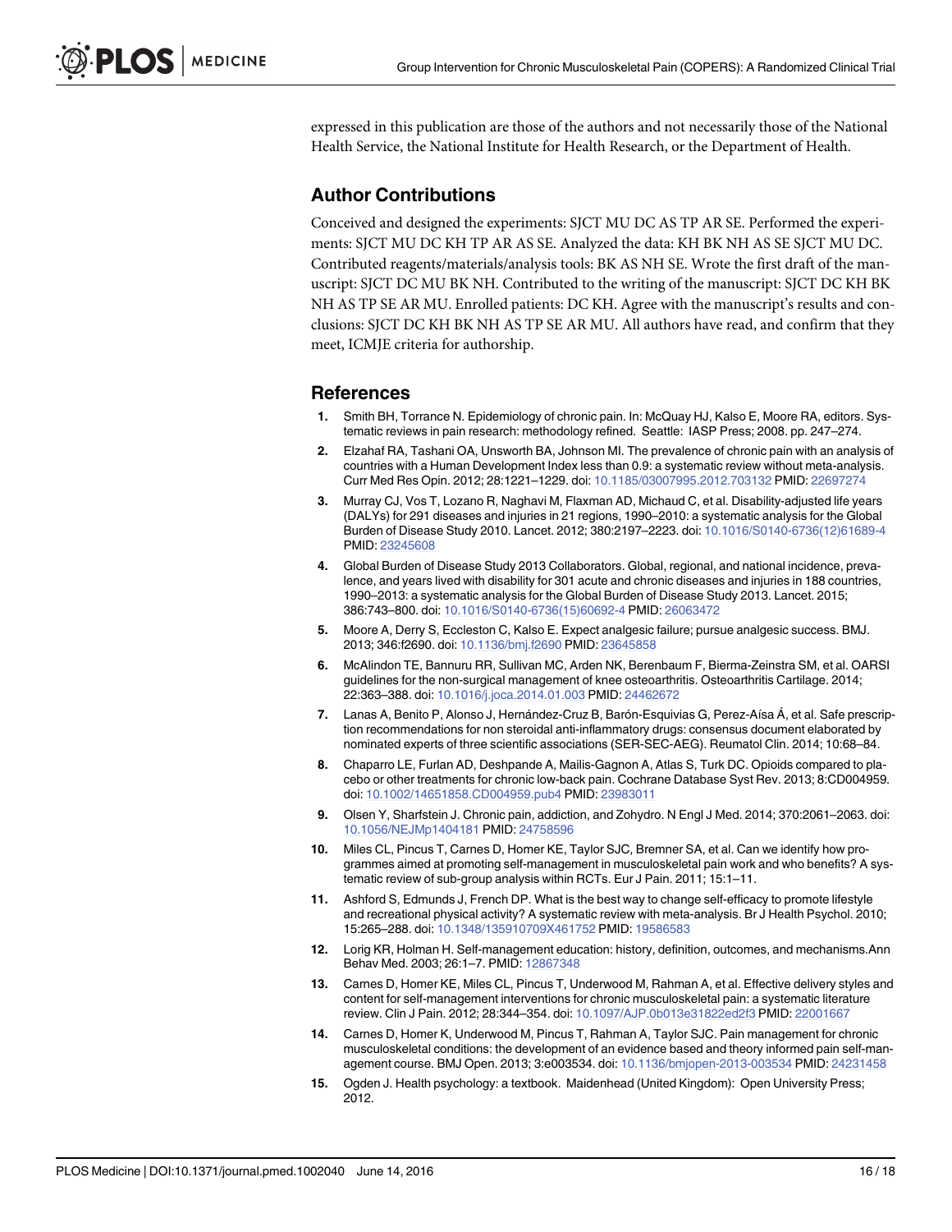expressed in this publication are those of the authors and not necessarily those of the National Health Service, the National Institute for Health Research, or the Department of Health.

## Author Contributions

Conceived and designed the experiments: SJCT MU DC AS TP AR SE. Performed the experiments: SJCT MU DC KH TP AR AS SE. Analyzed the data: KH BK NH AS SE SJCT MU DC. Contributed reagents/materials/analysis tools: BK AS NH SE. Wrote the first draft of the manuscript: SJCT DC MU BK NH. Contributed to the writing of the manuscript: SJCT DC KH BK NH AS TP SE AR MU. Enrolled patients: DC KH. Agree with the manuscript's results and conclusions: SJCT DC KH BK NH AS TP SE AR MU. All authors have read, and confirm that they meet, ICMJE criteria for authorship.

## References

1. Smith BH, Torrance N. Epidemiology of chronic pain. In: McQuay HJ, Kalso E, Moore RA, editors. Systematic reviews in pain research: methodology refined. Seattle: IASP Press; 2008. pp. 247–274.
2. Elzahaf RA, Tashani OA, Unsworth BA, Johnson MI. The prevalence of chronic pain with an analysis of countries with a Human Development Index less than 0.9: a systematic review without meta-analysis. Curr Med Res Opin. 2012; 28:1221–1229. doi: 10.1185/03007995.2012.703132 PMID: 22697274
3. Murray CJ, Vos T, Lozano R, Naghavi M, Flaxman AD, Michaud C, et al. Disability-adjusted life years (DALYs) for 291 diseases and injuries in 21 regions, 1990–2010: a systematic analysis for the Global Burden of Disease Study 2010. Lancet. 2012; 380:2197–2223. doi: 10.1016/S0140-6736(12)61689-4 PMID: 23245608
4. Global Burden of Disease Study 2013 Collaborators. Global, regional, and national incidence, prevalence, and years lived with disability for 301 acute and chronic diseases and injuries in 188 countries, 1990–2013: a systematic analysis for the Global Burden of Disease Study 2013. Lancet. 2015; 386:743–800. doi: 10.1016/S0140-6736(15)60692-4 PMID: 26063472
5. Moore A, Derry S, Eccleston C, Kalso E. Expect analgesic failure; pursue analgesic success. BMJ. 2013; 346:f2690. doi: 10.1136/bmj.f2690 PMID: 23645858
6. McAlindon TE, Bannuru RR, Sullivan MC, Arden NK, Berenbaum F, Bierma-Zeinstra SM, et al. OARSI guidelines for the non-surgical management of knee osteoarthritis. Osteoarthritis Cartilage. 2014; 22:363–388. doi: 10.1016/j.joca.2014.01.003 PMID: 24462672
7. Lanas A, Benito P, Alonso J, Hernández-Cruz B, Barón-Esquivias G, Perez-Aísa Á, et al. Safe prescription recommendations for non steroidal anti-inflammatory drugs: consensus document elaborated by nominated experts of three scientific associations (SER-SEC-AEG). Reumatol Clin. 2014; 10:68–84.
8. Chaparro LE, Furlan AD, Deshpande A, Mailis-Gagnon A, Atlas S, Turk DC. Opioids compared to placebo or other treatments for chronic low-back pain. Cochrane Database Syst Rev. 2013; 8:CD004959. doi: 10.1002/14651858.CD004959.pub4 PMID: 23983011
9. Olsen Y, Sharfstein J. Chronic pain, addiction, and Zohydro. N Engl J Med. 2014; 370:2061–2063. doi: 10.1056/NEJMp1404181 PMID: 24758596
10. Miles CL, Pincus T, Carnes D, Homer KE, Taylor SJC, Bremner SA, et al. Can we identify how programmes aimed at promoting self-management in musculoskeletal pain work and who benefits? A systematic review of sub-group analysis within RCTs. Eur J Pain. 2011; 15:1–11.
11. Ashford S, Edmunds J, French DP. What is the best way to change self-efficacy to promote lifestyle and recreational physical activity? A systematic review with meta-analysis. Br J Health Psychol. 2010; 15:265–288. doi: 10.1348/135910709X461752 PMID: 19586583
12. Lorig KR, Holman H. Self-management education: history, definition, outcomes, and mechanisms.Ann Behav Med. 2003; 26:1–7. PMID: 12867348
13. Carnes D, Homer KE, Miles CL, Pincus T, Underwood M, Rahman A, et al. Effective delivery styles and content for self-management interventions for chronic musculoskeletal pain: a systematic literature review. Clin J Pain. 2012; 28:344–354. doi: 10.1097/AJP.0b013e31822ed2f3 PMID: 22001667
14. Carnes D, Homer K, Underwood M, Pincus T, Rahman A, Taylor SJC. Pain management for chronic musculoskeletal conditions: the development of an evidence based and theory informed pain self-management course. BMJ Open. 2013; 3:e003534. doi: 10.1136/bmjopen-2013-003534 PMID: 24231458
15. Ogden J. Health psychology: a textbook. Maidenhead (United Kingdom): Open University Press; 2012.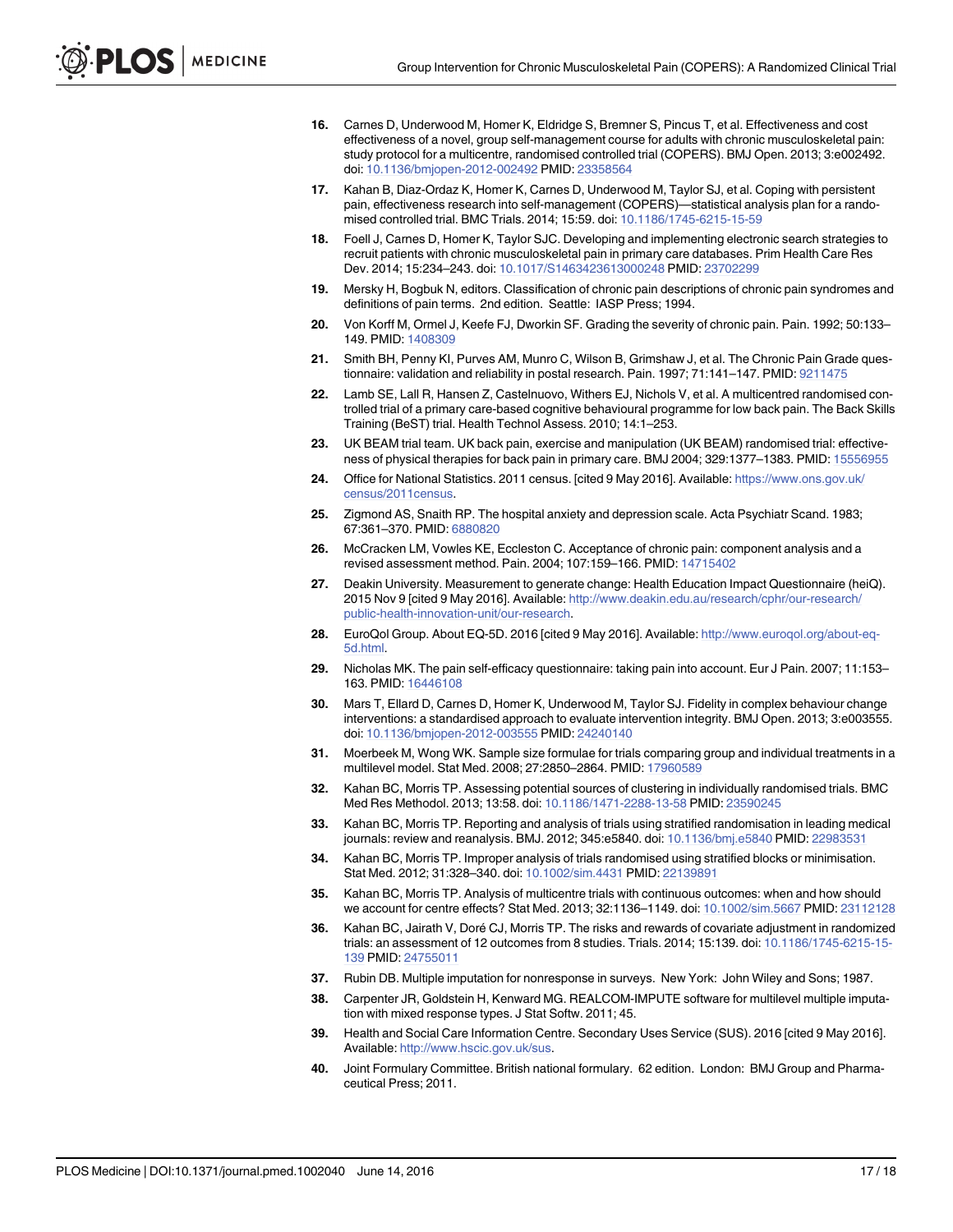16. Carnes D, Underwood M, Homer K, Eldridge S, Bremner S, Pincus T, et al. Effectiveness and cost effectiveness of a novel, group self-management course for adults with chronic musculoskeletal pain: study protocol for a multicentre, randomised controlled trial (COPERS). BMJ Open. 2013; 3:e002492. doi: 10.1136/bmjopen-2012-002492 PMID: 23358564

17. Kahan B, Diaz-Ordaz K, Homer K, Carnes D, Underwood M, Taylor SJ, et al. Coping with persistent pain, effectiveness research into self-management (COPERS)—statistical analysis plan for a randomised controlled trial. BMC Trials. 2014; 15:59. doi: 10.1186/1745-6215-15-59

18. Foell J, Carnes D, Homer K, Taylor SJC. Developing and implementing electronic search strategies to recruit patients with chronic musculoskeletal pain in primary care databases. Prim Health Care Res Dev. 2014; 15:234–243. doi: 10.1017/S1463423613000248 PMID: 23702299

19. Mersky H, Bogbuk N, editors. Classification of chronic pain descriptions of chronic pain syndromes and definitions of pain terms. 2nd edition. Seattle: IASP Press; 1994.

20. Von Korff M, Ormel J, Keefe FJ, Dworkin SF. Grading the severity of chronic pain. Pain. 1992; 50:133–149. PMID: 1408309

21. Smith BH, Penny KI, Purves AM, Munro C, Wilson B, Grimshaw J, et al. The Chronic Pain Grade questionnaire: validation and reliability in postal research. Pain. 1997; 71:141–147. PMID: 9211475

22. Lamb SE, Lall R, Hansen Z, Castelnuovo, Withers EJ, Nichols V, et al. A multicentred randomised controlled trial of a primary care-based cognitive behavioural programme for low back pain. The Back Skills Training (BeST) trial. Health Technol Assess. 2010; 14:1–253.

23. UK BEAM trial team. UK back pain, exercise and manipulation (UK BEAM) randomised trial: effectiveness of physical therapies for back pain in primary care. BMJ 2004; 329:1377–1383. PMID: 15556955

24. Office for National Statistics. 2011 census. [cited 9 May 2016]. Available: https://www.ons.gov.uk/census/2011census.

25. Zigmond AS, Snaith RP. The hospital anxiety and depression scale. Acta Psychiatr Scand. 1983; 67:361–370. PMID: 6880820

26. McCracken LM, Vowles KE, Eccleston C. Acceptance of chronic pain: component analysis and a revised assessment method. Pain. 2004; 107:159–166. PMID: 14715402

27. Deakin University. Measurement to generate change: Health Education Impact Questionnaire (heiQ). 2015 Nov 9 [cited 9 May 2016]. Available: http://www.deakin.edu.au/research/cphr/our-research/public-health-innovation-unit/our-research.

28. EuroQol Group. About EQ-5D. 2016 [cited 9 May 2016]. Available: http://www.euroqol.org/about-eq-5d.html.

29. Nicholas MK. The pain self-efficacy questionnaire: taking pain into account. Eur J Pain. 2007; 11:153–163. PMID: 16446108

30. Mars T, Ellard D, Carnes D, Homer K, Underwood M, Taylor SJ. Fidelity in complex behaviour change interventions: a standardised approach to evaluate intervention integrity. BMJ Open. 2013; 3:e003555. doi: 10.1136/bmjopen-2012-003555 PMID: 24240140

31. Moerbeek M, Wong WK. Sample size formulae for trials comparing group and individual treatments in a multilevel model. Stat Med. 2008; 27:2850–2864. PMID: 17960589

32. Kahan BC, Morris TP. Assessing potential sources of clustering in individually randomised trials. BMC Med Res Methodol. 2013; 13:58. doi: 10.1186/1471-2288-13-58 PMID: 23590245

33. Kahan BC, Morris TP. Reporting and analysis of trials using stratified randomisation in leading medical journals: review and reanalysis. BMJ. 2012; 345:e5840. doi: 10.1136/bmj.e5840 PMID: 22983531

34. Kahan BC, Morris TP. Improper analysis of trials randomised using stratified blocks or minimisation. Stat Med. 2012; 31:328–340. doi: 10.1002/sim.4431 PMID: 22139891

35. Kahan BC, Morris TP. Analysis of multicentre trials with continuous outcomes: when and how should we account for centre effects? Stat Med. 2013; 32:1136–1149. doi: 10.1002/sim.5667 PMID: 23112128

36. Kahan BC, Jairath V, Doré CJ, Morris TP. The risks and rewards of covariate adjustment in randomized trials: an assessment of 12 outcomes from 8 studies. Trials. 2014; 15:139. doi: 10.1186/1745-6215-15-139 PMID: 24755011

37. Rubin DB. Multiple imputation for nonresponse in surveys. New York: John Wiley and Sons; 1987.

38. Carpenter JR, Goldstein H, Kenward MG. REALCOM-IMPUTE software for multilevel multiple imputation with mixed response types. J Stat Softw. 2011; 45.

39. Health and Social Care Information Centre. Secondary Uses Service (SUS). 2016 [cited 9 May 2016]. Available: http://www.hscic.gov.uk/sus.

40. Joint Formulary Committee. British national formulary. 62 edition. London: BMJ Group and Pharmaceutical Press; 2011.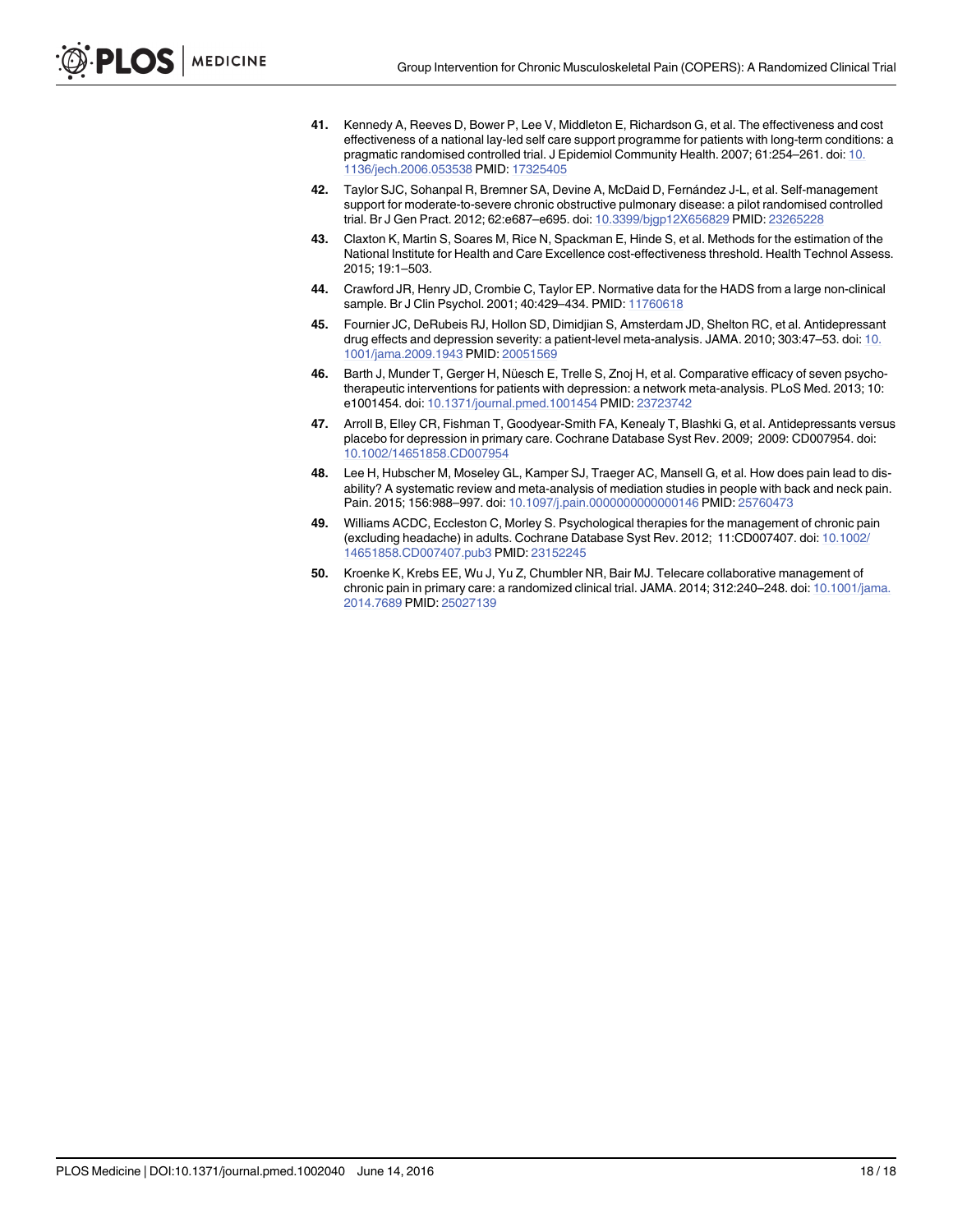41. Kennedy A, Reeves D, Bower P, Lee V, Middleton E, Richardson G, et al. The effectiveness and cost effectiveness of a national lay-led self care support programme for patients with long-term conditions: a pragmatic randomised controlled trial. J Epidemiol Community Health. 2007; 61:254–261. doi: 10.1136/jech.2006.053538 PMID: 17325405

42. Taylor SJC, Sohanpal R, Bremner SA, Devine A, McDaid D, Fernández J-L, et al. Self-management support for moderate-to-severe chronic obstructive pulmonary disease: a pilot randomised controlled trial. Br J Gen Pract. 2012; 62:e687–e695. doi: 10.3399/bjgp12X656829 PMID: 23265228

43. Claxton K, Martin S, Soares M, Rice N, Spackman E, Hinde S, et al. Methods for the estimation of the National Institute for Health and Care Excellence cost-effectiveness threshold. Health Technol Assess. 2015; 19:1–503.

44. Crawford JR, Henry JD, Crombie C, Taylor EP. Normative data for the HADS from a large non-clinical sample. Br J Clin Psychol. 2001; 40:429–434. PMID: 11760618

45. Fournier JC, DeRubeis RJ, Hollon SD, Dimidjian S, Amsterdam JD, Shelton RC, et al. Antidepressant drug effects and depression severity: a patient-level meta-analysis. JAMA. 2010; 303:47–53. doi: 10.1001/jama.2009.1943 PMID: 20051569

46. Barth J, Munder T, Gerger H, Nüesch E, Trelle S, Znoj H, et al. Comparative efficacy of seven psychotherapeutic interventions for patients with depression: a network meta-analysis. PLoS Med. 2013; 10: e1001454. doi: 10.1371/journal.pmed.1001454 PMID: 23723742

47. Arroll B, Elley CR, Fishman T, Goodyear-Smith FA, Kenealy T, Blashki G, et al. Antidepressants versus placebo for depression in primary care. Cochrane Database Syst Rev. 2009; 2009: CD007954. doi: 10.1002/14651858.CD007954

48. Lee H, Hubscher M, Moseley GL, Kamper SJ, Traeger AC, Mansell G, et al. How does pain lead to disability? A systematic review and meta-analysis of mediation studies in people with back and neck pain. Pain. 2015; 156:988–997. doi: 10.1097/j.pain.0000000000000146 PMID: 25760473

49. Williams ACDC, Eccleston C, Morley S. Psychological therapies for the management of chronic pain (excluding headache) in adults. Cochrane Database Syst Rev. 2012; 11:CD007407. doi: 10.1002/14651858.CD007407.pub3 PMID: 23152245

50. Kroenke K, Krebs EE, Wu J, Yu Z, Chumbler NR, Bair MJ. Telecare collaborative management of chronic pain in primary care: a randomized clinical trial. JAMA. 2014; 312:240–248. doi: 10.1001/jama.2014.7689 PMID: 25027139